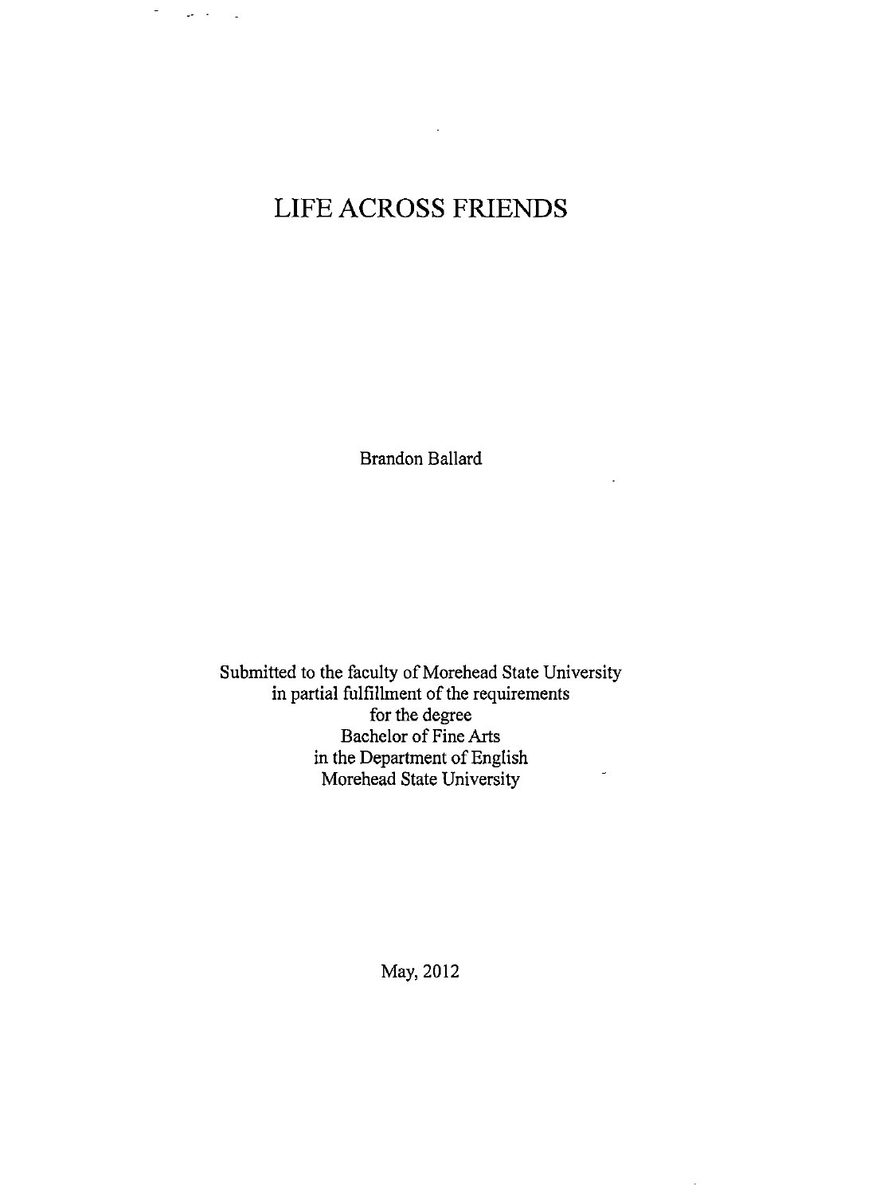# LIFE ACROSS FRIENDS

Brandon Ballard

Submitted to the faculty of Morehead State University
in partial fulfillment of the requirements
for the degree
Bachelor of Fine Arts
in the Department of English
Morehead State University

May, 2012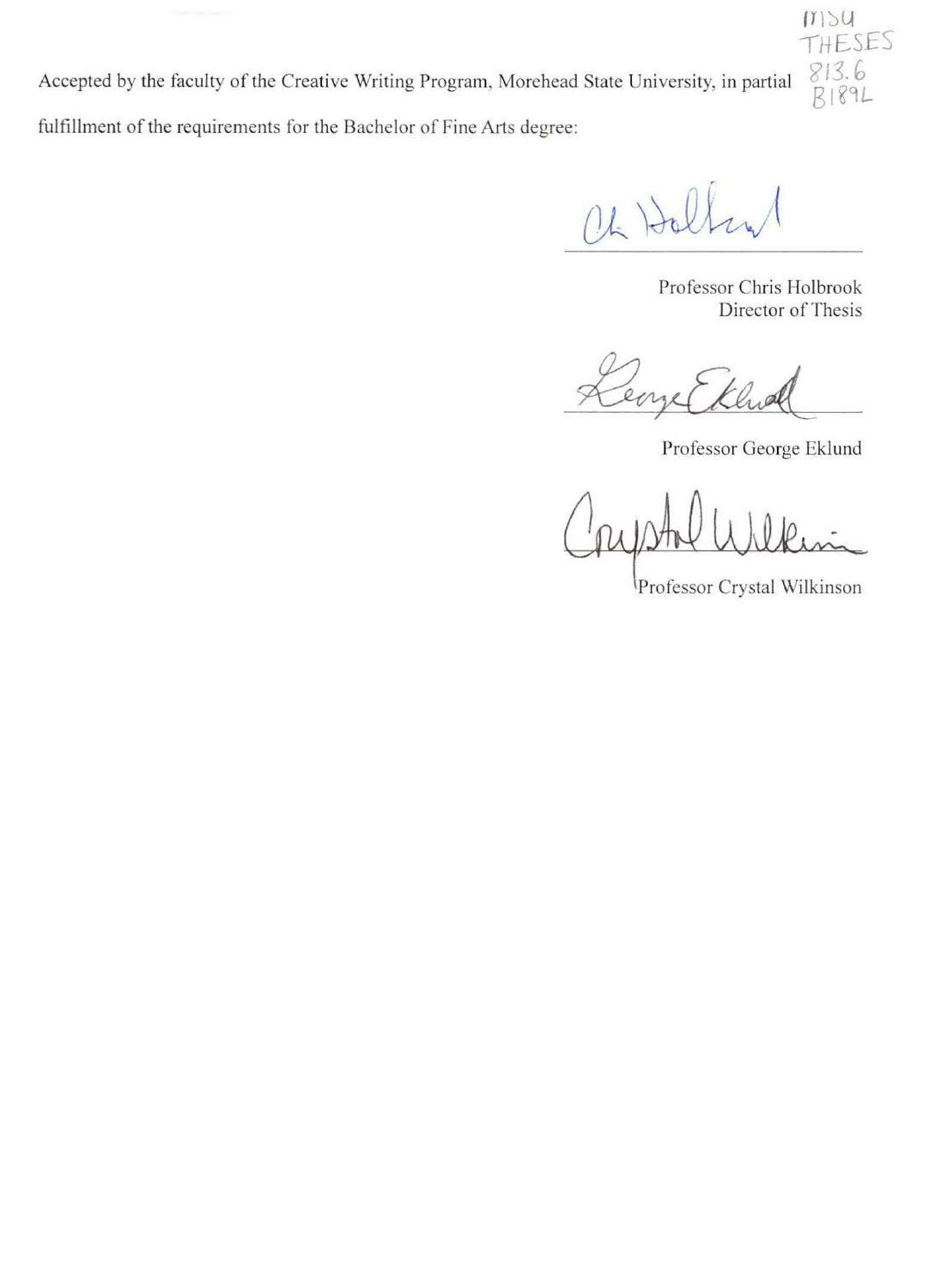MSU THESES 813.6 B189L

Accepted by the faculty of the Creative Writing Program, Morehead State University, in partial fulfillment of the requirements for the Bachelor of Fine Arts degree:

Professor Chris Holbrook
Director of Thesis

Professor George Eklund

Professor Crystal Wilkinson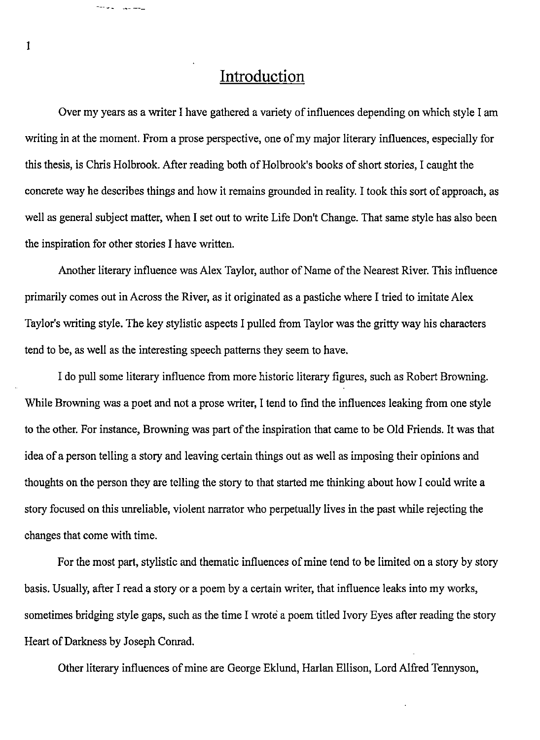# Introduction

Over my years as a writer I have gathered a variety of influences depending on which style I am writing in at the moment. From a prose perspective, one of my major literary influences, especially for this thesis, is Chris Holbrook. After reading both of Holbrook's books of short stories, I caught the concrete way he describes things and how it remains grounded in reality. I took this sort of approach, as well as general subject matter, when I set out to write Life Don't Change. That same style has also been the inspiration for other stories I have written.

Another literary influence was Alex Taylor, author of Name of the Nearest River. This influence primarily comes out in Across the River, as it originated as a pastiche where I tried to imitate Alex Taylor's writing style. The key stylistic aspects I pulled from Taylor was the gritty way his characters tend to be, as well as the interesting speech patterns they seem to have.

I do pull some literary influence from more historic literary figures, such as Robert Browning. While Browning was a poet and not a prose writer, I tend to find the influences leaking from one style to the other. For instance, Browning was part of the inspiration that came to be Old Friends. It was that idea of a person telling a story and leaving certain things out as well as imposing their opinions and thoughts on the person they are telling the story to that started me thinking about how I could write a story focused on this unreliable, violent narrator who perpetually lives in the past while rejecting the changes that come with time.

For the most part, stylistic and thematic influences of mine tend to be limited on a story by story basis. Usually, after I read a story or a poem by a certain writer, that influence leaks into my works, sometimes bridging style gaps, such as the time I wrote a poem titled Ivory Eyes after reading the story Heart of Darkness by Joseph Conrad.

Other literary influences of mine are George Eklund, Harlan Ellison, Lord Alfred Tennyson,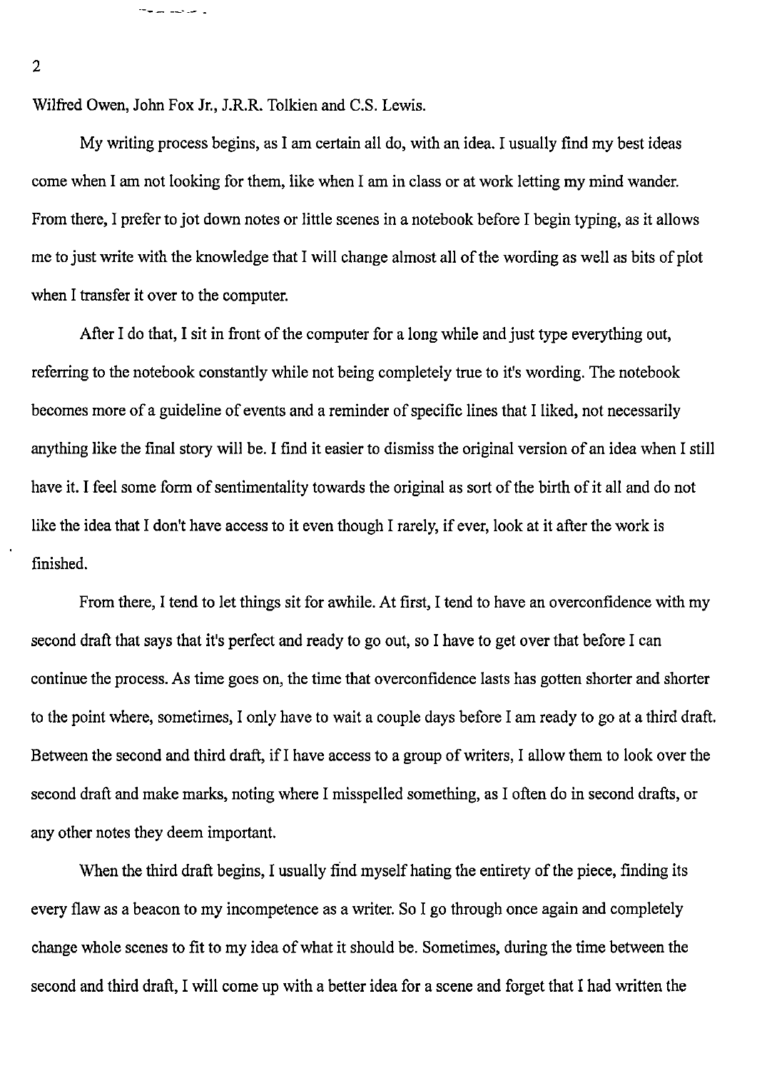Wilfred Owen, John Fox Jr., J.R.R. Tolkien and C.S. Lewis.

My writing process begins, as I am certain all do, with an idea. I usually find my best ideas come when I am not looking for them, like when I am in class or at work letting my mind wander. From there, I prefer to jot down notes or little scenes in a notebook before I begin typing, as it allows me to just write with the knowledge that I will change almost all of the wording as well as bits of plot when I transfer it over to the computer.

After I do that, I sit in front of the computer for a long while and just type everything out, referring to the notebook constantly while not being completely true to it's wording. The notebook becomes more of a guideline of events and a reminder of specific lines that I liked, not necessarily anything like the final story will be. I find it easier to dismiss the original version of an idea when I still have it. I feel some form of sentimentality towards the original as sort of the birth of it all and do not like the idea that I don't have access to it even though I rarely, if ever, look at it after the work is finished.

From there, I tend to let things sit for awhile. At first, I tend to have an overconfidence with my second draft that says that it's perfect and ready to go out, so I have to get over that before I can continue the process. As time goes on, the time that overconfidence lasts has gotten shorter and shorter to the point where, sometimes, I only have to wait a couple days before I am ready to go at a third draft. Between the second and third draft, if I have access to a group of writers, I allow them to look over the second draft and make marks, noting where I misspelled something, as I often do in second drafts, or any other notes they deem important.

When the third draft begins, I usually find myself hating the entirety of the piece, finding its every flaw as a beacon to my incompetence as a writer. So I go through once again and completely change whole scenes to fit to my idea of what it should be. Sometimes, during the time between the second and third draft, I will come up with a better idea for a scene and forget that I had written the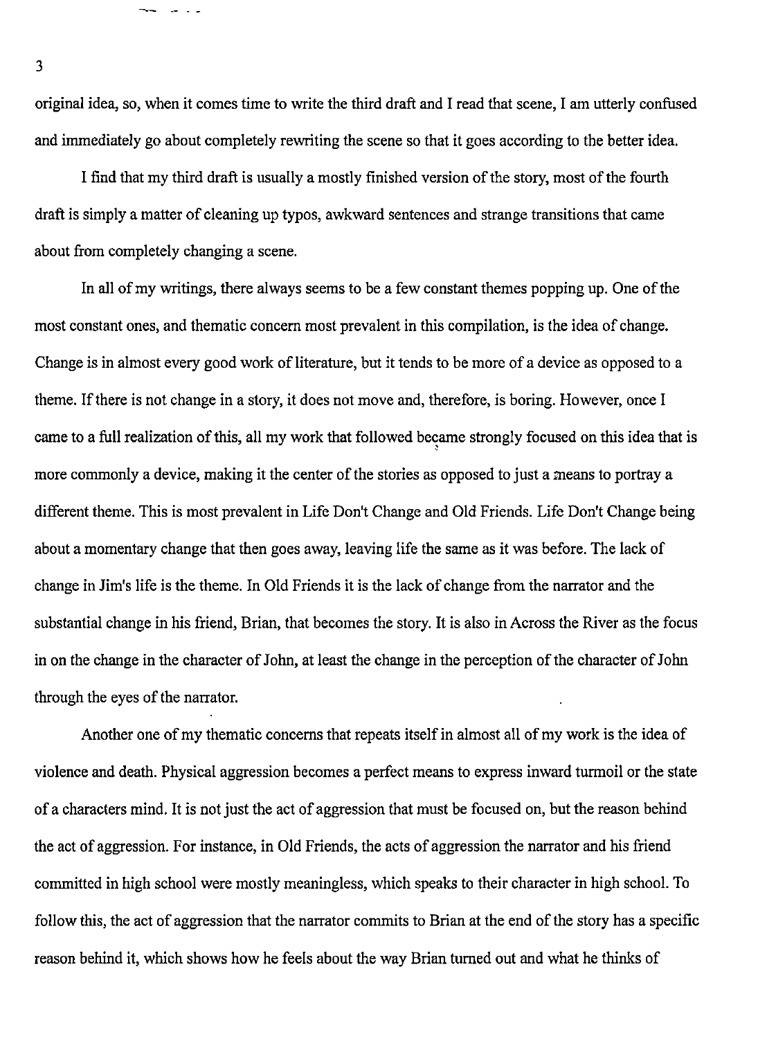original idea, so, when it comes time to write the third draft and I read that scene, I am utterly confused and immediately go about completely rewriting the scene so that it goes according to the better idea.

I find that my third draft is usually a mostly finished version of the story, most of the fourth draft is simply a matter of cleaning up typos, awkward sentences and strange transitions that came about from completely changing a scene.

In all of my writings, there always seems to be a few constant themes popping up. One of the most constant ones, and thematic concern most prevalent in this compilation, is the idea of change. Change is in almost every good work of literature, but it tends to be more of a device as opposed to a theme. If there is not change in a story, it does not move and, therefore, is boring. However, once I came to a full realization of this, all my work that followed became strongly focused on this idea that is more commonly a device, making it the center of the stories as opposed to just a means to portray a different theme. This is most prevalent in Life Don't Change and Old Friends. Life Don't Change being about a momentary change that then goes away, leaving life the same as it was before. The lack of change in Jim's life is the theme. In Old Friends it is the lack of change from the narrator and the substantial change in his friend, Brian, that becomes the story. It is also in Across the River as the focus in on the change in the character of John, at least the change in the perception of the character of John through the eyes of the narrator.

Another one of my thematic concerns that repeats itself in almost all of my work is the idea of violence and death. Physical aggression becomes a perfect means to express inward turmoil or the state of a characters mind. It is not just the act of aggression that must be focused on, but the reason behind the act of aggression. For instance, in Old Friends, the acts of aggression the narrator and his friend committed in high school were mostly meaningless, which speaks to their character in high school. To follow this, the act of aggression that the narrator commits to Brian at the end of the story has a specific reason behind it, which shows how he feels about the way Brian turned out and what he thinks of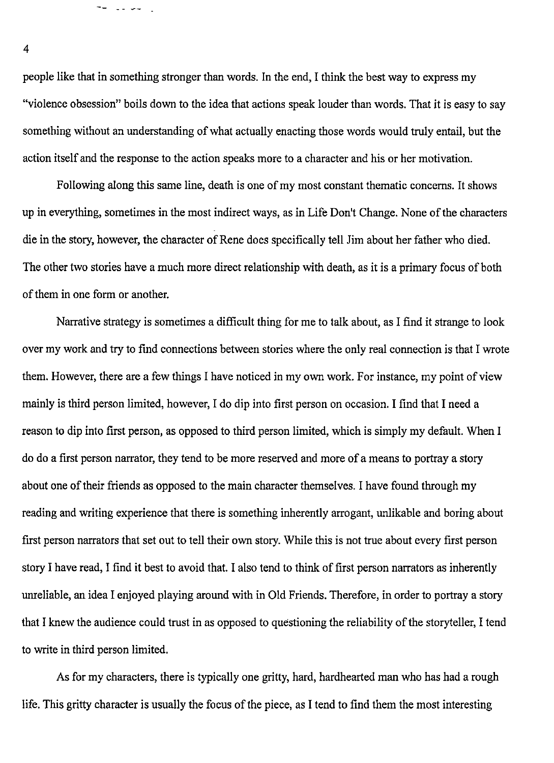people like that in something stronger than words. In the end, I think the best way to express my "violence obsession" boils down to the idea that actions speak louder than words. That it is easy to say something without an understanding of what actually enacting those words would truly entail, but the action itself and the response to the action speaks more to a character and his or her motivation.

Following along this same line, death is one of my most constant thematic concerns. It shows up in everything, sometimes in the most indirect ways, as in Life Don't Change. None of the characters die in the story, however, the character of Rene does specifically tell Jim about her father who died. The other two stories have a much more direct relationship with death, as it is a primary focus of both of them in one form or another.

Narrative strategy is sometimes a difficult thing for me to talk about, as I find it strange to look over my work and try to find connections between stories where the only real connection is that I wrote them. However, there are a few things I have noticed in my own work. For instance, my point of view mainly is third person limited, however, I do dip into first person on occasion. I find that I need a reason to dip into first person, as opposed to third person limited, which is simply my default. When I do do a first person narrator, they tend to be more reserved and more of a means to portray a story about one of their friends as opposed to the main character themselves. I have found through my reading and writing experience that there is something inherently arrogant, unlikable and boring about first person narrators that set out to tell their own story. While this is not true about every first person story I have read, I find it best to avoid that. I also tend to think of first person narrators as inherently unreliable, an idea I enjoyed playing around with in Old Friends. Therefore, in order to portray a story that I knew the audience could trust in as opposed to questioning the reliability of the storyteller, I tend to write in third person limited.

As for my characters, there is typically one gritty, hard, hardhearted man who has had a rough life. This gritty character is usually the focus of the piece, as I tend to find them the most interesting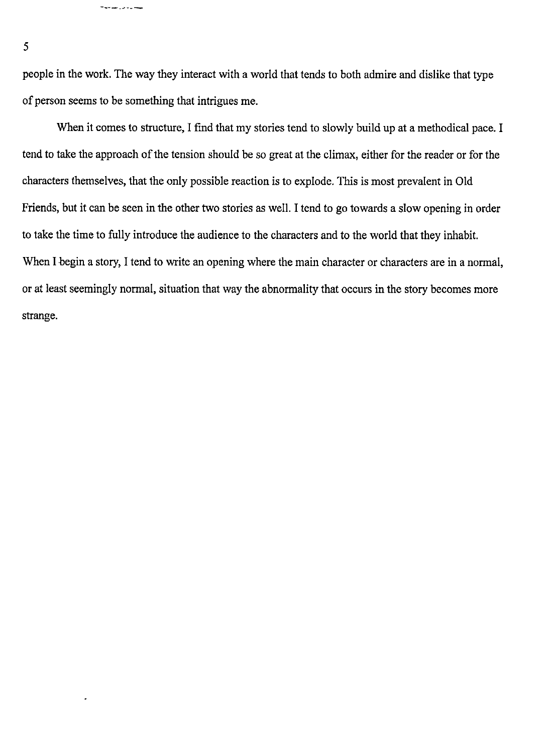people in the work. The way they interact with a world that tends to both admire and dislike that type of person seems to be something that intrigues me.

When it comes to structure, I find that my stories tend to slowly build up at a methodical pace. I tend to take the approach of the tension should be so great at the climax, either for the reader or for the characters themselves, that the only possible reaction is to explode. This is most prevalent in Old Friends, but it can be seen in the other two stories as well. I tend to go towards a slow opening in order to take the time to fully introduce the audience to the characters and to the world that they inhabit. When I begin a story, I tend to write an opening where the main character or characters are in a normal, or at least seemingly normal, situation that way the abnormality that occurs in the story becomes more strange.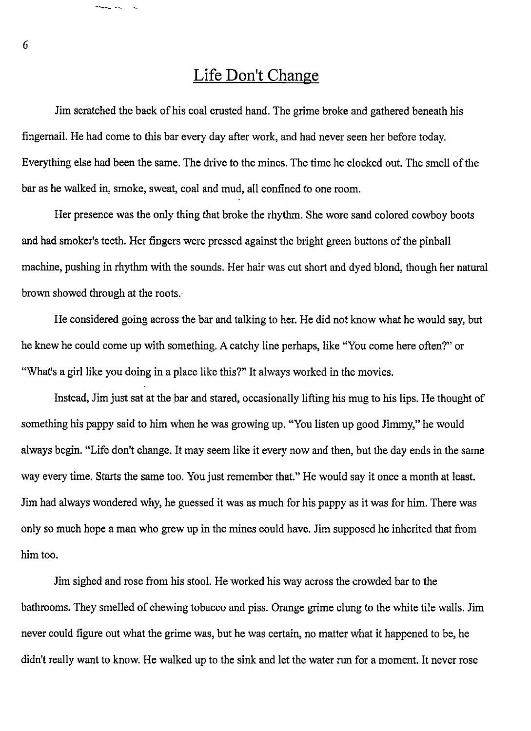# Life Don't Change

Jim scratched the back of his coal crusted hand. The grime broke and gathered beneath his fingernail. He had come to this bar every day after work, and had never seen her before today. Everything else had been the same. The drive to the mines. The time he clocked out. The smell of the bar as he walked in, smoke, sweat, coal and mud, all confined to one room.

Her presence was the only thing that broke the rhythm. She wore sand colored cowboy boots and had smoker's teeth. Her fingers were pressed against the bright green buttons of the pinball machine, pushing in rhythm with the sounds. Her hair was cut short and dyed blond, though her natural brown showed through at the roots.

He considered going across the bar and talking to her. He did not know what he would say, but he knew he could come up with something. A catchy line perhaps, like "You come here often?" or "What's a girl like you doing in a place like this?" It always worked in the movies.

Instead, Jim just sat at the bar and stared, occasionally lifting his mug to his lips. He thought of something his pappy said to him when he was growing up. "You listen up good Jimmy," he would always begin. "Life don't change. It may seem like it every now and then, but the day ends in the same way every time. Starts the same too. You just remember that." He would say it once a month at least. Jim had always wondered why, he guessed it was as much for his pappy as it was for him. There was only so much hope a man who grew up in the mines could have. Jim supposed he inherited that from him too.

Jim sighed and rose from his stool. He worked his way across the crowded bar to the bathrooms. They smelled of chewing tobacco and piss. Orange grime clung to the white tile walls. Jim never could figure out what the grime was, but he was certain, no matter what it happened to be, he didn't really want to know. He walked up to the sink and let the water run for a moment. It never rose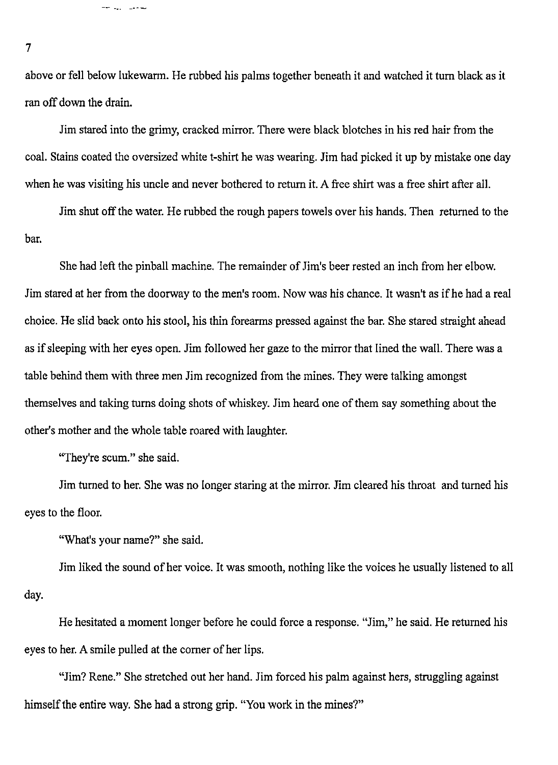above or fell below lukewarm. He rubbed his palms together beneath it and watched it turn black as it ran off down the drain.

Jim stared into the grimy, cracked mirror. There were black blotches in his red hair from the coal. Stains coated the oversized white t-shirt he was wearing. Jim had picked it up by mistake one day when he was visiting his uncle and never bothered to return it. A free shirt was a free shirt after all.

Jim shut off the water. He rubbed the rough papers towels over his hands. Then returned to the bar.

She had left the pinball machine. The remainder of Jim's beer rested an inch from her elbow. Jim stared at her from the doorway to the men's room. Now was his chance. It wasn't as if he had a real choice. He slid back onto his stool, his thin forearms pressed against the bar. She stared straight ahead as if sleeping with her eyes open. Jim followed her gaze to the mirror that lined the wall. There was a table behind them with three men Jim recognized from the mines. They were talking amongst themselves and taking turns doing shots of whiskey. Jim heard one of them say something about the other's mother and the whole table roared with laughter.

"They're scum." she said.

Jim turned to her. She was no longer staring at the mirror. Jim cleared his throat and turned his eyes to the floor.

"What's your name?" she said.

Jim liked the sound of her voice. It was smooth, nothing like the voices he usually listened to all day.

He hesitated a moment longer before he could force a response. "Jim," he said. He returned his eyes to her. A smile pulled at the corner of her lips.

"Jim? Rene." She stretched out her hand. Jim forced his palm against hers, struggling against himself the entire way. She had a strong grip. "You work in the mines?"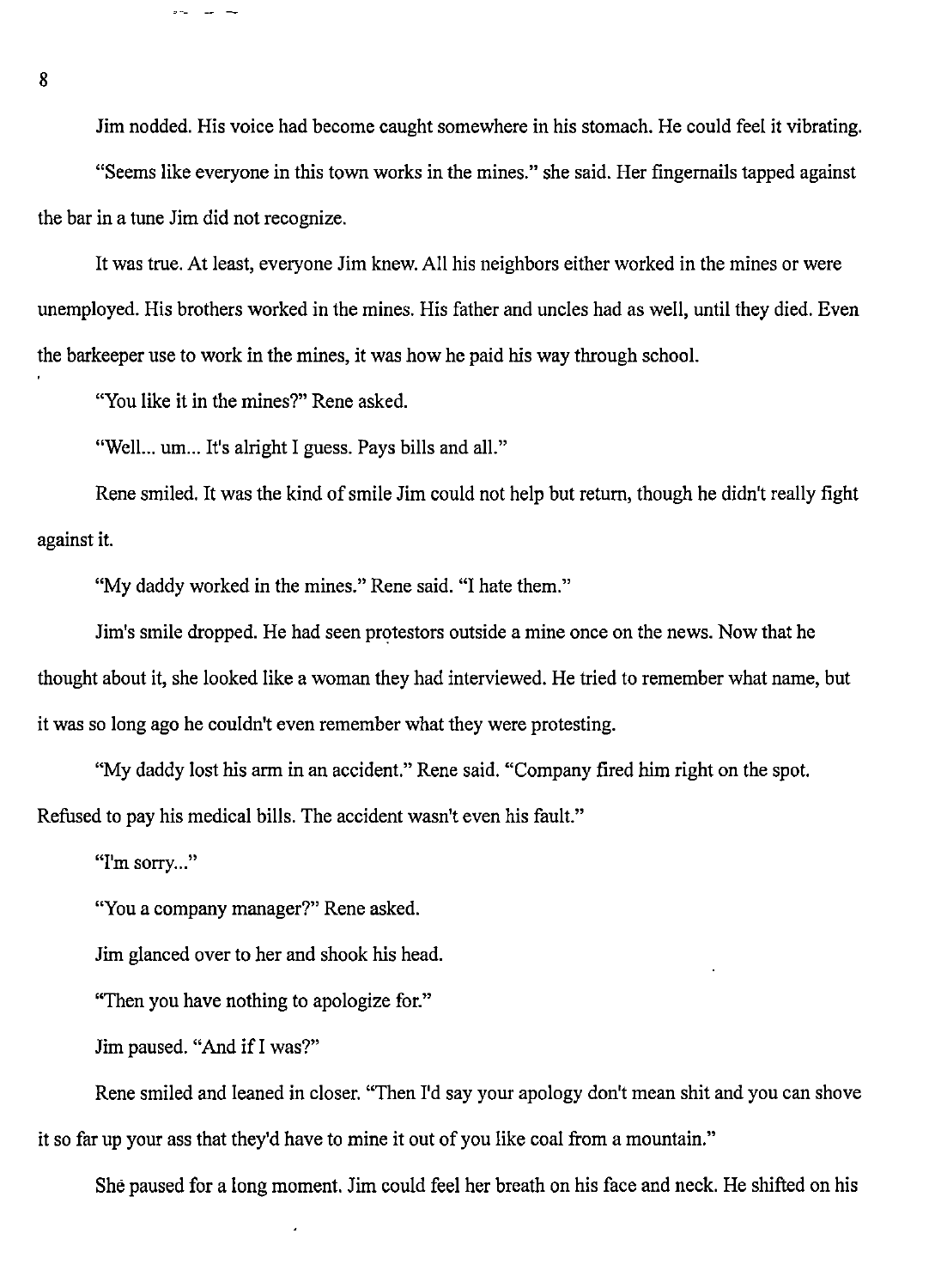Jim nodded. His voice had become caught somewhere in his stomach. He could feel it vibrating.

"Seems like everyone in this town works in the mines." she said. Her fingernails tapped against the bar in a tune Jim did not recognize.

It was true. At least, everyone Jim knew. All his neighbors either worked in the mines or were unemployed. His brothers worked in the mines. His father and uncles had as well, until they died. Even the barkeeper use to work in the mines, it was how he paid his way through school.

"You like it in the mines?" Rene asked.

"Well... um... It's alright I guess. Pays bills and all."

Rene smiled. It was the kind of smile Jim could not help but return, though he didn't really fight against it.

"My daddy worked in the mines." Rene said. "I hate them."

Jim's smile dropped. He had seen protestors outside a mine once on the news. Now that he thought about it, she looked like a woman they had interviewed. He tried to remember what name, but it was so long ago he couldn't even remember what they were protesting.

"My daddy lost his arm in an accident." Rene said. "Company fired him right on the spot. Refused to pay his medical bills. The accident wasn't even his fault."

"I'm sorry..."

"You a company manager?" Rene asked.

Jim glanced over to her and shook his head.

"Then you have nothing to apologize for."

Jim paused. "And if I was?"

Rene smiled and leaned in closer. "Then I'd say your apology don't mean shit and you can shove it so far up your ass that they'd have to mine it out of you like coal from a mountain."

She paused for a long moment. Jim could feel her breath on his face and neck. He shifted on his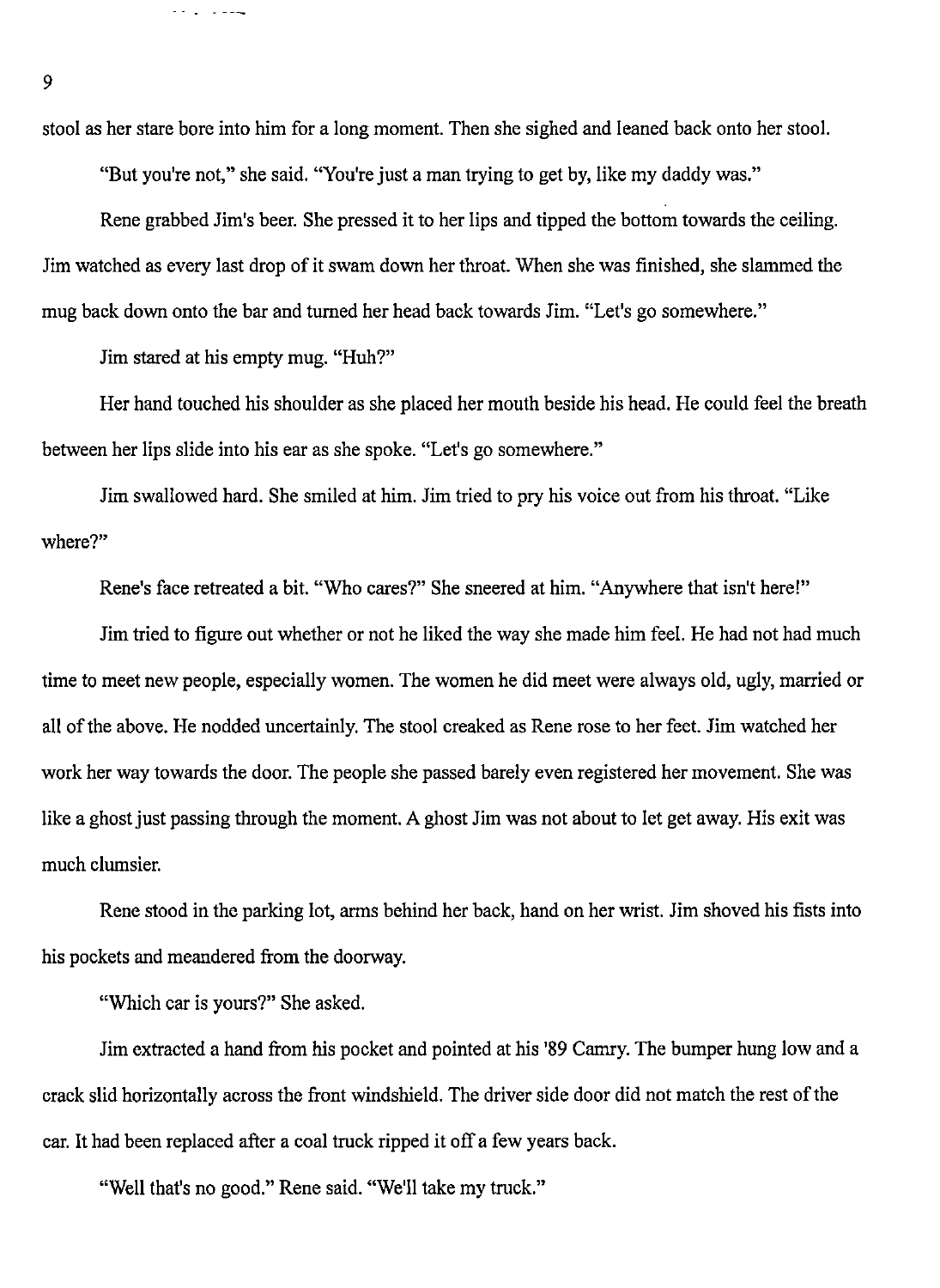stool as her stare bore into him for a long moment. Then she sighed and leaned back onto her stool.

"But you're not," she said. "You're just a man trying to get by, like my daddy was."

Rene grabbed Jim's beer. She pressed it to her lips and tipped the bottom towards the ceiling. Jim watched as every last drop of it swam down her throat. When she was finished, she slammed the mug back down onto the bar and turned her head back towards Jim. "Let's go somewhere."

Jim stared at his empty mug. "Huh?"

Her hand touched his shoulder as she placed her mouth beside his head. He could feel the breath between her lips slide into his ear as she spoke. "Let's go somewhere."

Jim swallowed hard. She smiled at him. Jim tried to pry his voice out from his throat. "Like where?"

Rene's face retreated a bit. "Who cares?" She sneered at him. "Anywhere that isn't here!"

Jim tried to figure out whether or not he liked the way she made him feel. He had not had much time to meet new people, especially women. The women he did meet were always old, ugly, married or all of the above. He nodded uncertainly. The stool creaked as Rene rose to her feet. Jim watched her work her way towards the door. The people she passed barely even registered her movement. She was like a ghost just passing through the moment. A ghost Jim was not about to let get away. His exit was much clumsier.

Rene stood in the parking lot, arms behind her back, hand on her wrist. Jim shoved his fists into his pockets and meandered from the doorway.

"Which car is yours?" She asked.

Jim extracted a hand from his pocket and pointed at his '89 Camry. The bumper hung low and a crack slid horizontally across the front windshield. The driver side door did not match the rest of the car. It had been replaced after a coal truck ripped it off a few years back.

"Well that's no good." Rene said. "We'll take my truck."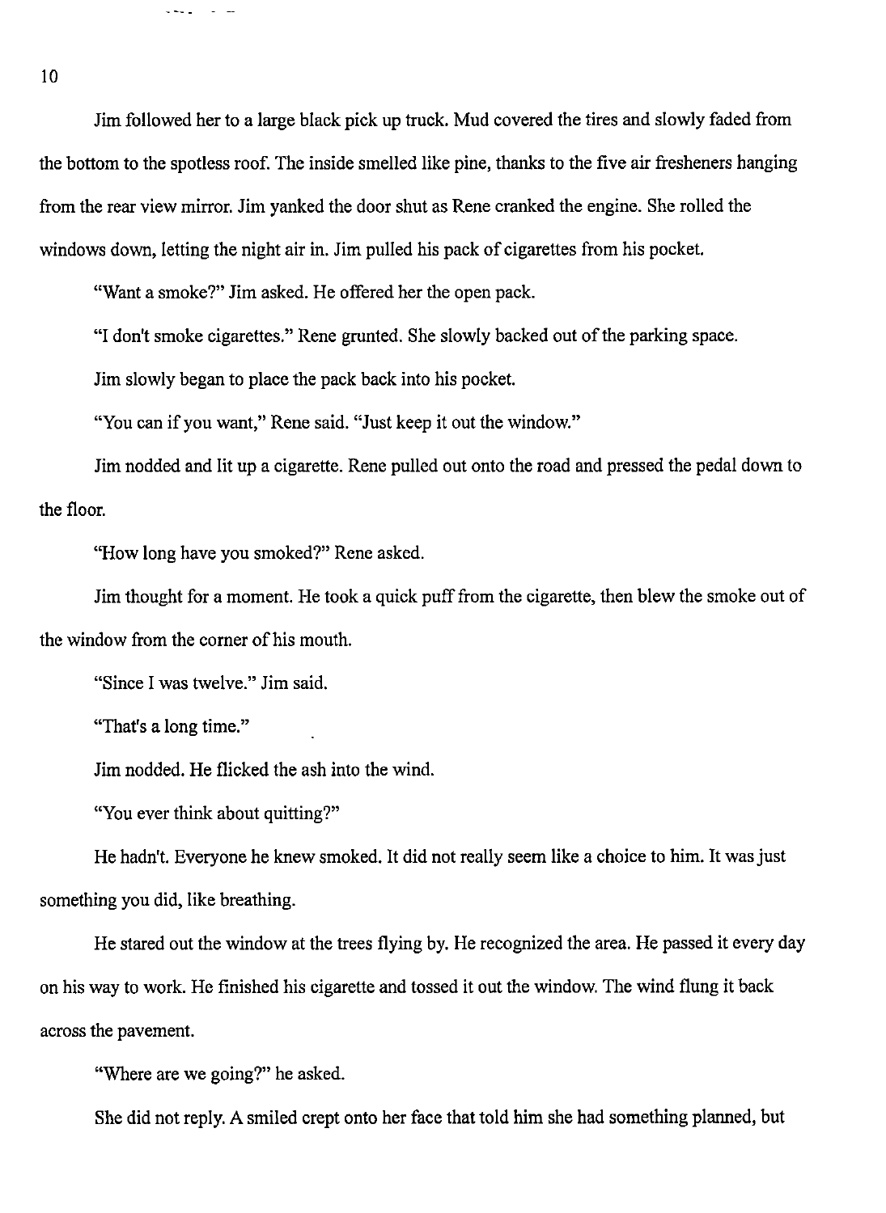Jim followed her to a large black pick up truck. Mud covered the tires and slowly faded from the bottom to the spotless roof. The inside smelled like pine, thanks to the five air fresheners hanging from the rear view mirror. Jim yanked the door shut as Rene cranked the engine. She rolled the windows down, letting the night air in. Jim pulled his pack of cigarettes from his pocket.

"Want a smoke?" Jim asked. He offered her the open pack.

"I don't smoke cigarettes." Rene grunted. She slowly backed out of the parking space.

Jim slowly began to place the pack back into his pocket.

"You can if you want," Rene said. "Just keep it out the window."

Jim nodded and lit up a cigarette. Rene pulled out onto the road and pressed the pedal down to the floor.

"How long have you smoked?" Rene asked.

Jim thought for a moment. He took a quick puff from the cigarette, then blew the smoke out of the window from the corner of his mouth.

"Since I was twelve." Jim said.

"That's a long time."

Jim nodded. He flicked the ash into the wind.

"You ever think about quitting?"

He hadn't. Everyone he knew smoked. It did not really seem like a choice to him. It was just something you did, like breathing.

He stared out the window at the trees flying by. He recognized the area. He passed it every day on his way to work. He finished his cigarette and tossed it out the window. The wind flung it back across the pavement.

"Where are we going?" he asked.

She did not reply. A smiled crept onto her face that told him she had something planned, but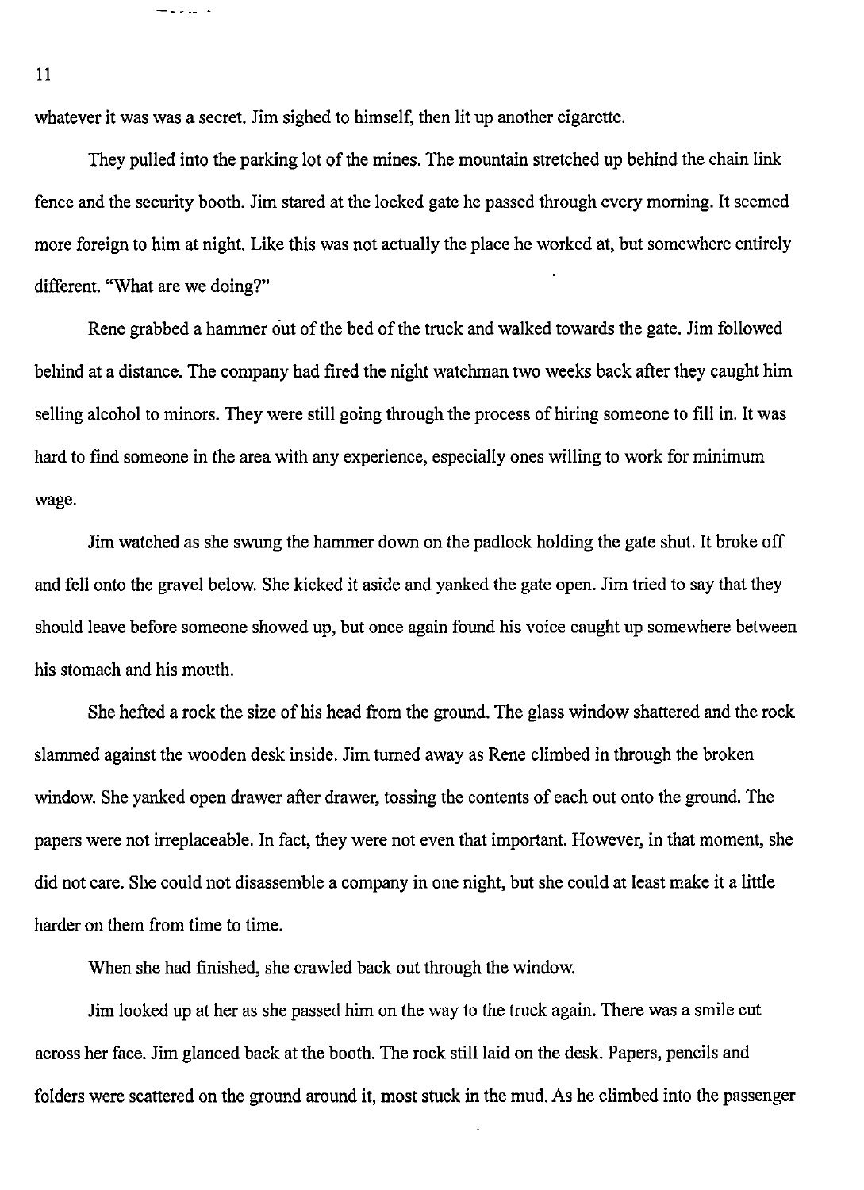whatever it was was a secret. Jim sighed to himself, then lit up another cigarette.

They pulled into the parking lot of the mines. The mountain stretched up behind the chain link fence and the security booth. Jim stared at the locked gate he passed through every morning. It seemed more foreign to him at night. Like this was not actually the place he worked at, but somewhere entirely different. "What are we doing?"

Rene grabbed a hammer out of the bed of the truck and walked towards the gate. Jim followed behind at a distance. The company had fired the night watchman two weeks back after they caught him selling alcohol to minors. They were still going through the process of hiring someone to fill in. It was hard to find someone in the area with any experience, especially ones willing to work for minimum wage.

Jim watched as she swung the hammer down on the padlock holding the gate shut. It broke off and fell onto the gravel below. She kicked it aside and yanked the gate open. Jim tried to say that they should leave before someone showed up, but once again found his voice caught up somewhere between his stomach and his mouth.

She hefted a rock the size of his head from the ground. The glass window shattered and the rock slammed against the wooden desk inside. Jim turned away as Rene climbed in through the broken window. She yanked open drawer after drawer, tossing the contents of each out onto the ground. The papers were not irreplaceable. In fact, they were not even that important. However, in that moment, she did not care. She could not disassemble a company in one night, but she could at least make it a little harder on them from time to time.

When she had finished, she crawled back out through the window.

Jim looked up at her as she passed him on the way to the truck again. There was a smile cut across her face. Jim glanced back at the booth. The rock still laid on the desk. Papers, pencils and folders were scattered on the ground around it, most stuck in the mud. As he climbed into the passenger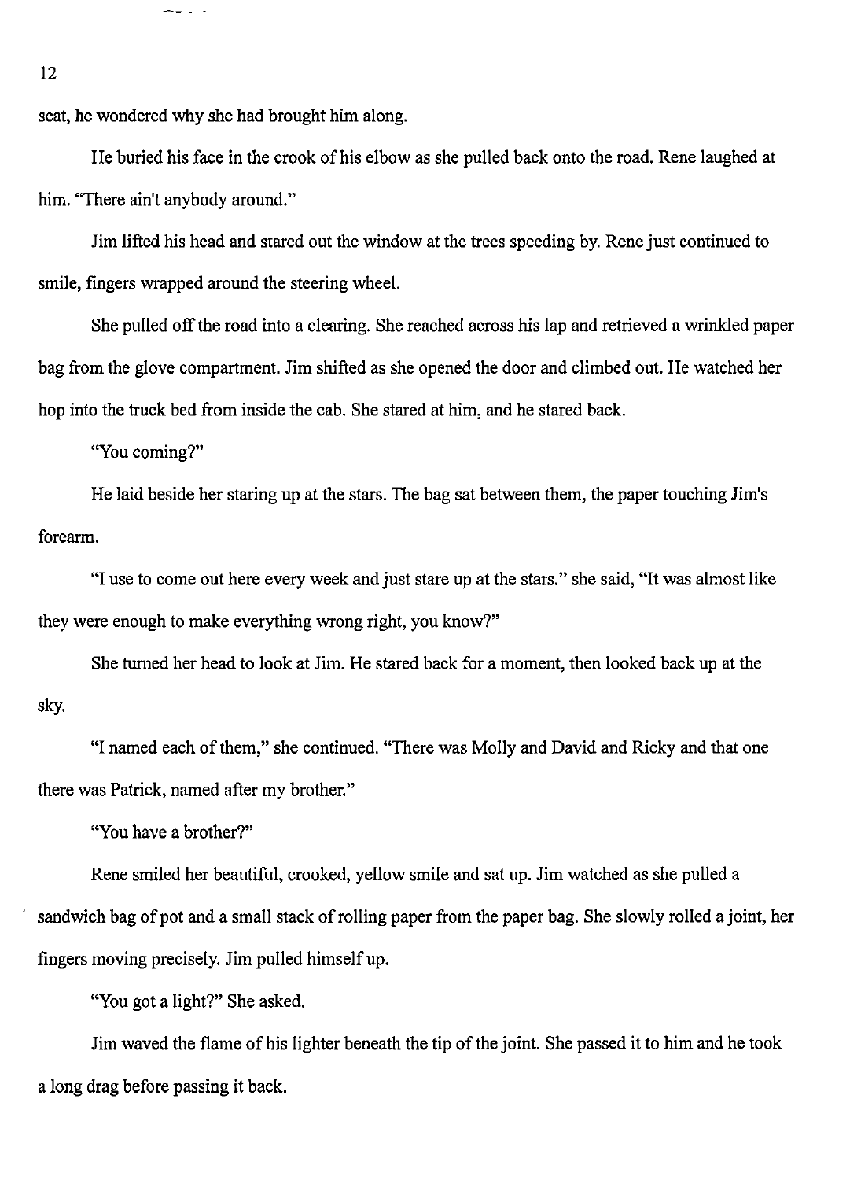seat, he wondered why she had brought him along.

He buried his face in the crook of his elbow as she pulled back onto the road. Rene laughed at him. "There ain't anybody around."

Jim lifted his head and stared out the window at the trees speeding by. Rene just continued to smile, fingers wrapped around the steering wheel.

She pulled off the road into a clearing. She reached across his lap and retrieved a wrinkled paper bag from the glove compartment. Jim shifted as she opened the door and climbed out. He watched her hop into the truck bed from inside the cab. She stared at him, and he stared back.

"You coming?"

He laid beside her staring up at the stars. The bag sat between them, the paper touching Jim's forearm.

"I use to come out here every week and just stare up at the stars." she said, "It was almost like they were enough to make everything wrong right, you know?"

She turned her head to look at Jim. He stared back for a moment, then looked back up at the sky.

"I named each of them," she continued. "There was Molly and David and Ricky and that one there was Patrick, named after my brother."

"You have a brother?"

Rene smiled her beautiful, crooked, yellow smile and sat up. Jim watched as she pulled a sandwich bag of pot and a small stack of rolling paper from the paper bag. She slowly rolled a joint, her fingers moving precisely. Jim pulled himself up.

"You got a light?" She asked.

Jim waved the flame of his lighter beneath the tip of the joint. She passed it to him and he took a long drag before passing it back.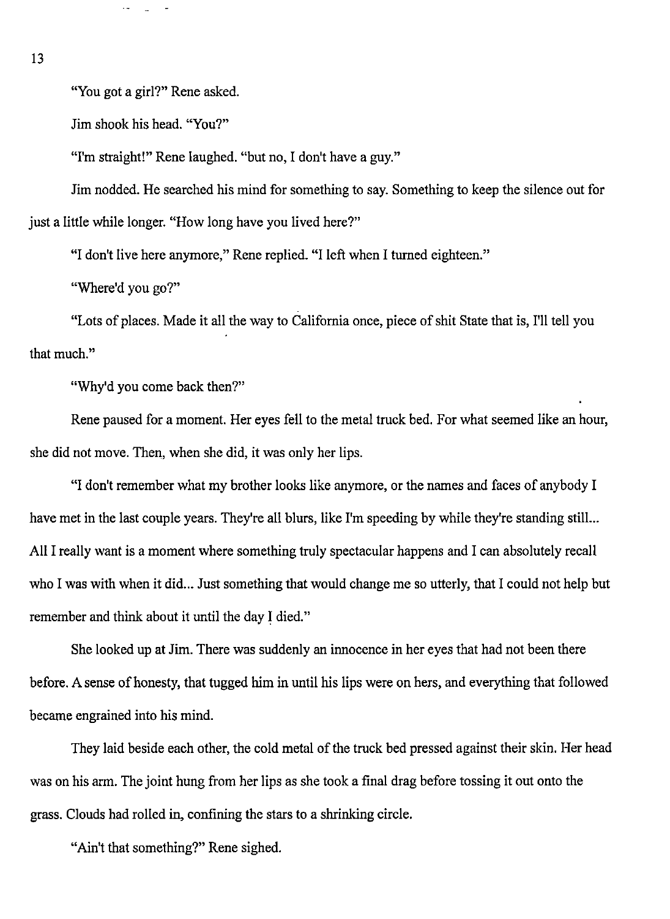"You got a girl?" Rene asked.

Jim shook his head. "You?"

"I'm straight!" Rene laughed. "but no, I don't have a guy."

Jim nodded. He searched his mind for something to say. Something to keep the silence out for just a little while longer. "How long have you lived here?"

"I don't live here anymore," Rene replied. "I left when I turned eighteen."

"Where'd you go?"

"Lots of places. Made it all the way to California once, piece of shit State that is, I'll tell you that much."

"Why'd you come back then?"

Rene paused for a moment. Her eyes fell to the metal truck bed. For what seemed like an hour, she did not move. Then, when she did, it was only her lips.

"I don't remember what my brother looks like anymore, or the names and faces of anybody I have met in the last couple years. They're all blurs, like I'm speeding by while they're standing still... All I really want is a moment where something truly spectacular happens and I can absolutely recall who I was with when it did... Just something that would change me so utterly, that I could not help but remember and think about it until the day I died."

She looked up at Jim. There was suddenly an innocence in her eyes that had not been there before. A sense of honesty, that tugged him in until his lips were on hers, and everything that followed became engrained into his mind.

They laid beside each other, the cold metal of the truck bed pressed against their skin. Her head was on his arm. The joint hung from her lips as she took a final drag before tossing it out onto the grass. Clouds had rolled in, confining the stars to a shrinking circle.

"Ain't that something?" Rene sighed.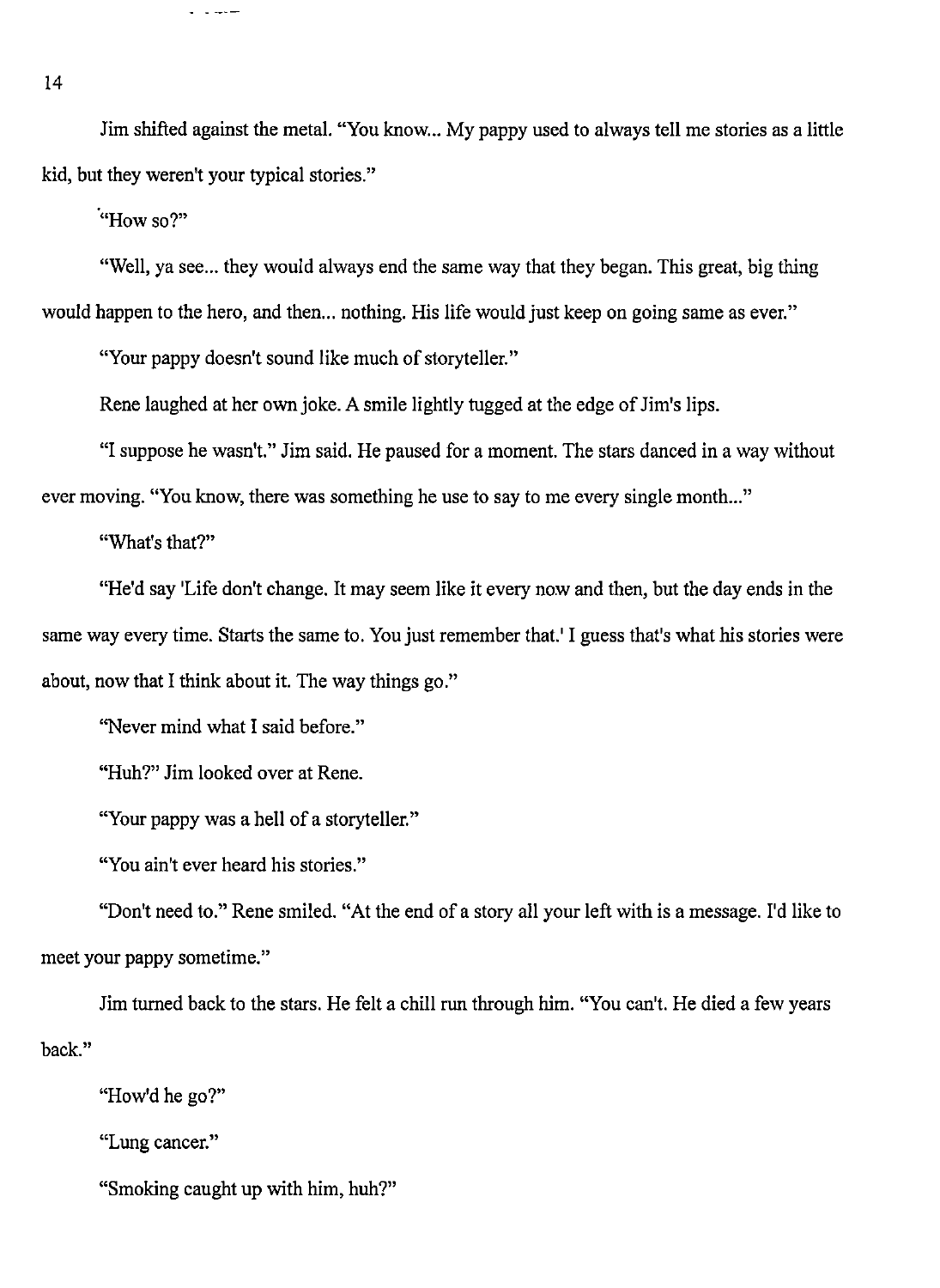Jim shifted against the metal. "You know... My pappy used to always tell me stories as a little kid, but they weren't your typical stories."

"How so?"

"Well, ya see... they would always end the same way that they began. This great, big thing would happen to the hero, and then... nothing. His life would just keep on going same as ever."

"Your pappy doesn't sound like much of storyteller."

Rene laughed at her own joke. A smile lightly tugged at the edge of Jim's lips.

"I suppose he wasn't." Jim said. He paused for a moment. The stars danced in a way without ever moving. "You know, there was something he use to say to me every single month..."

"What's that?"

"He'd say 'Life don't change. It may seem like it every now and then, but the day ends in the same way every time. Starts the same to. You just remember that.' I guess that's what his stories were about, now that I think about it. The way things go."

"Never mind what I said before."

"Huh?" Jim looked over at Rene.

"Your pappy was a hell of a storyteller."

"You ain't ever heard his stories."

"Don't need to." Rene smiled. "At the end of a story all your left with is a message. I'd like to meet your pappy sometime."

Jim turned back to the stars. He felt a chill run through him. "You can't. He died a few years back."

"How'd he go?"

"Lung cancer."

"Smoking caught up with him, huh?"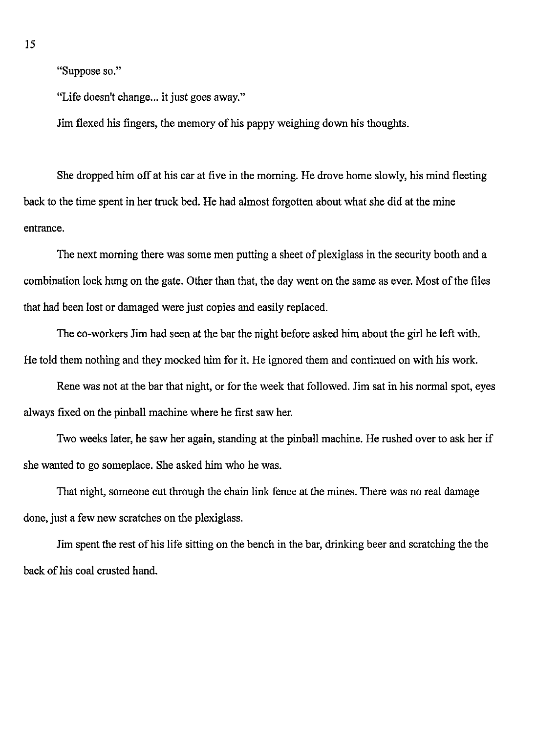"Suppose so."

"Life doesn't change... it just goes away."

Jim flexed his fingers, the memory of his pappy weighing down his thoughts.

She dropped him off at his car at five in the morning. He drove home slowly, his mind fleeting back to the time spent in her truck bed. He had almost forgotten about what she did at the mine entrance.

The next morning there was some men putting a sheet of plexiglass in the security booth and a combination lock hung on the gate. Other than that, the day went on the same as ever. Most of the files that had been lost or damaged were just copies and easily replaced.

The co-workers Jim had seen at the bar the night before asked him about the girl he left with. He told them nothing and they mocked him for it. He ignored them and continued on with his work.

Rene was not at the bar that night, or for the week that followed. Jim sat in his normal spot, eyes always fixed on the pinball machine where he first saw her.

Two weeks later, he saw her again, standing at the pinball machine. He rushed over to ask her if she wanted to go someplace. She asked him who he was.

That night, someone cut through the chain link fence at the mines. There was no real damage done, just a few new scratches on the plexiglass.

Jim spent the rest of his life sitting on the bench in the bar, drinking beer and scratching the the back of his coal crusted hand.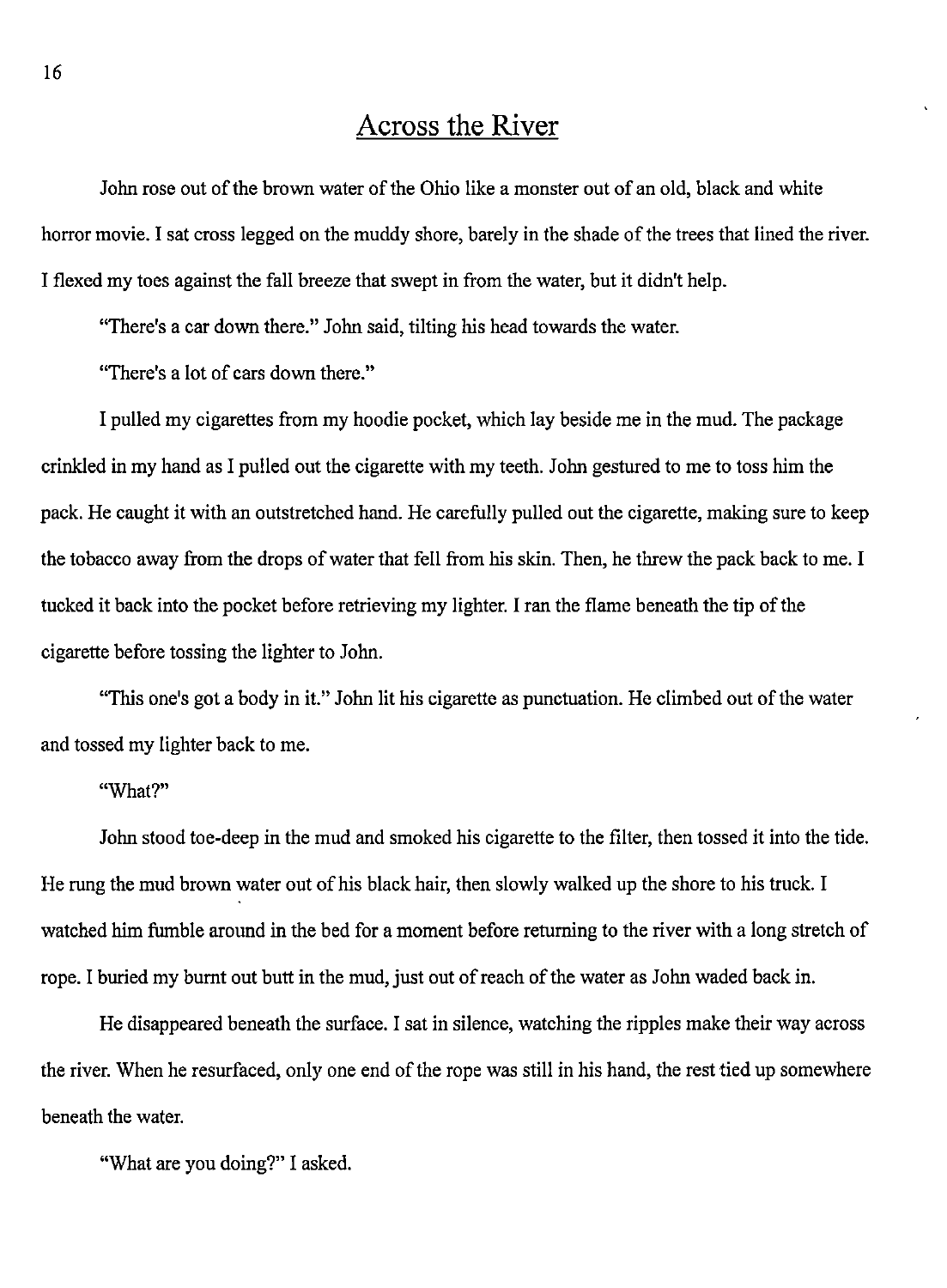# Across the River

John rose out of the brown water of the Ohio like a monster out of an old, black and white horror movie. I sat cross legged on the muddy shore, barely in the shade of the trees that lined the river. I flexed my toes against the fall breeze that swept in from the water, but it didn't help.

"There's a car down there." John said, tilting his head towards the water.

"There's a lot of cars down there."

I pulled my cigarettes from my hoodie pocket, which lay beside me in the mud. The package crinkled in my hand as I pulled out the cigarette with my teeth. John gestured to me to toss him the pack. He caught it with an outstretched hand. He carefully pulled out the cigarette, making sure to keep the tobacco away from the drops of water that fell from his skin. Then, he threw the pack back to me. I tucked it back into the pocket before retrieving my lighter. I ran the flame beneath the tip of the cigarette before tossing the lighter to John.

"This one's got a body in it." John lit his cigarette as punctuation. He climbed out of the water and tossed my lighter back to me.

"What?"

John stood toe-deep in the mud and smoked his cigarette to the filter, then tossed it into the tide. He rung the mud brown water out of his black hair, then slowly walked up the shore to his truck. I watched him fumble around in the bed for a moment before returning to the river with a long stretch of rope. I buried my burnt out butt in the mud, just out of reach of the water as John waded back in.

He disappeared beneath the surface. I sat in silence, watching the ripples make their way across the river. When he resurfaced, only one end of the rope was still in his hand, the rest tied up somewhere beneath the water.

"What are you doing?" I asked.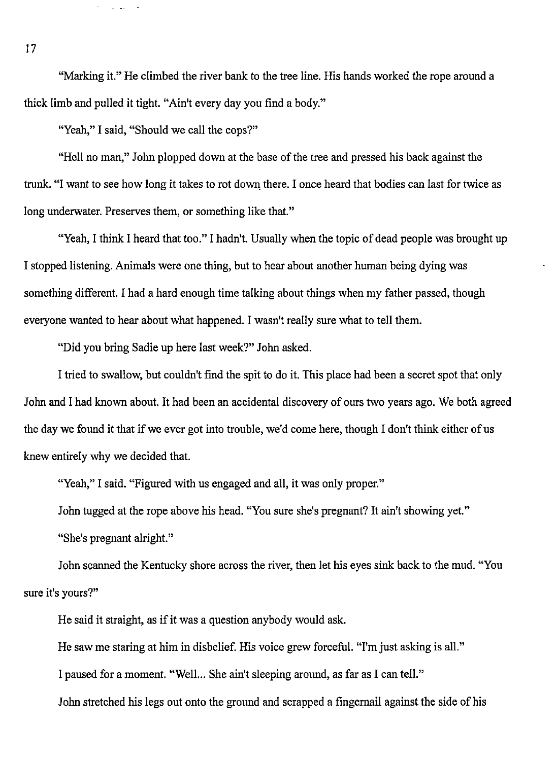"Marking it." He climbed the river bank to the tree line. His hands worked the rope around a thick limb and pulled it tight. "Ain't every day you find a body."

"Yeah," I said, "Should we call the cops?"

"Hell no man," John plopped down at the base of the tree and pressed his back against the trunk. "I want to see how long it takes to rot down there. I once heard that bodies can last for twice as long underwater. Preserves them, or something like that."

"Yeah, I think I heard that too." I hadn't. Usually when the topic of dead people was brought up I stopped listening. Animals were one thing, but to hear about another human being dying was something different. I had a hard enough time talking about things when my father passed, though everyone wanted to hear about what happened. I wasn't really sure what to tell them.

"Did you bring Sadie up here last week?" John asked.

I tried to swallow, but couldn't find the spit to do it. This place had been a secret spot that only John and I had known about. It had been an accidental discovery of ours two years ago. We both agreed the day we found it that if we ever got into trouble, we'd come here, though I don't think either of us knew entirely why we decided that.

"Yeah," I said. "Figured with us engaged and all, it was only proper."

John tugged at the rope above his head. "You sure she's pregnant? It ain't showing yet."

"She's pregnant alright."

John scanned the Kentucky shore across the river, then let his eyes sink back to the mud. "You sure it's yours?"

He said it straight, as if it was a question anybody would ask.

He saw me staring at him in disbelief. His voice grew forceful. "I'm just asking is all."

I paused for a moment. "Well... She ain't sleeping around, as far as I can tell."

John stretched his legs out onto the ground and scrapped a fingernail against the side of his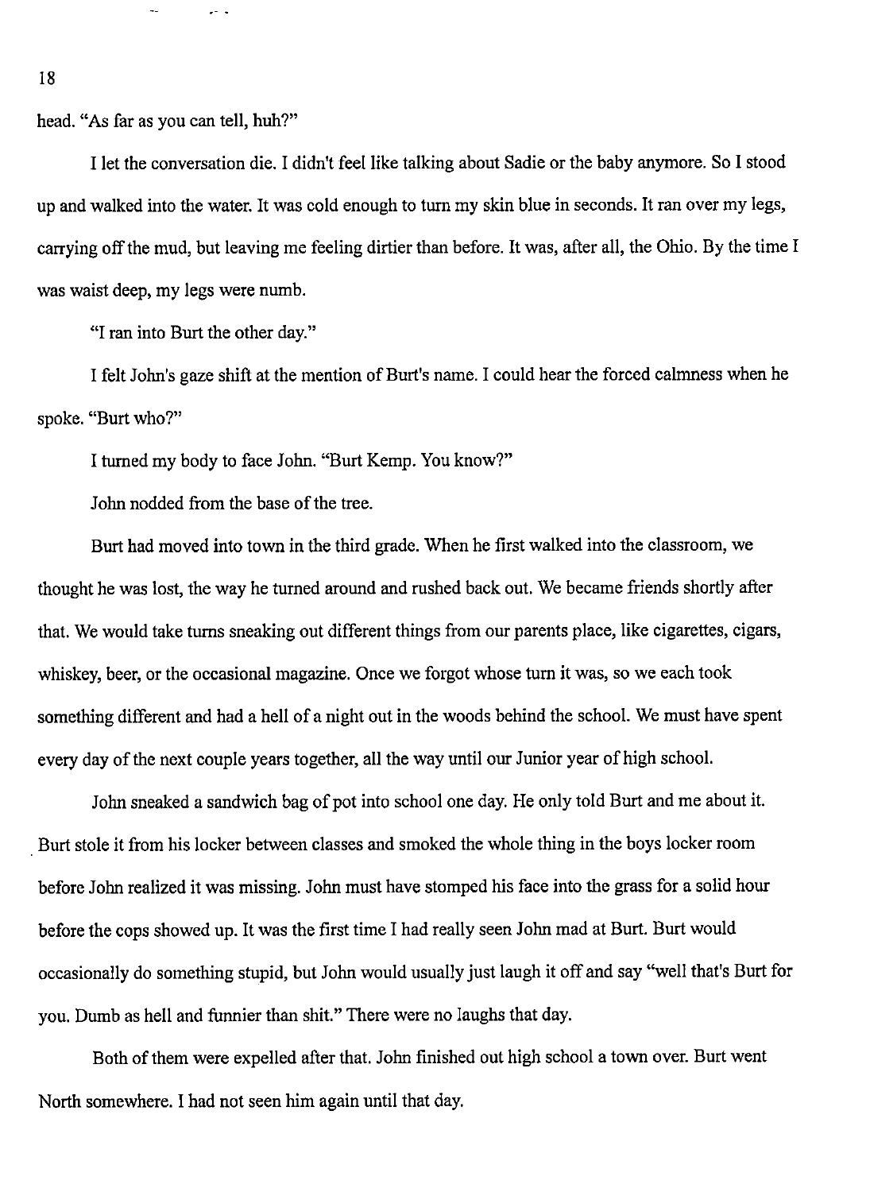head. "As far as you can tell, huh?"

I let the conversation die. I didn't feel like talking about Sadie or the baby anymore. So I stood up and walked into the water. It was cold enough to turn my skin blue in seconds. It ran over my legs, carrying off the mud, but leaving me feeling dirtier than before. It was, after all, the Ohio. By the time I was waist deep, my legs were numb.

"I ran into Burt the other day."

I felt John's gaze shift at the mention of Burt's name. I could hear the forced calmness when he spoke. "Burt who?"

I turned my body to face John. "Burt Kemp. You know?"

John nodded from the base of the tree.

Burt had moved into town in the third grade. When he first walked into the classroom, we thought he was lost, the way he turned around and rushed back out. We became friends shortly after that. We would take turns sneaking out different things from our parents place, like cigarettes, cigars, whiskey, beer, or the occasional magazine. Once we forgot whose turn it was, so we each took something different and had a hell of a night out in the woods behind the school. We must have spent every day of the next couple years together, all the way until our Junior year of high school.

John sneaked a sandwich bag of pot into school one day. He only told Burt and me about it. Burt stole it from his locker between classes and smoked the whole thing in the boys locker room before John realized it was missing. John must have stomped his face into the grass for a solid hour before the cops showed up. It was the first time I had really seen John mad at Burt. Burt would occasionally do something stupid, but John would usually just laugh it off and say "well that's Burt for you. Dumb as hell and funnier than shit." There were no laughs that day.

Both of them were expelled after that. John finished out high school a town over. Burt went North somewhere. I had not seen him again until that day.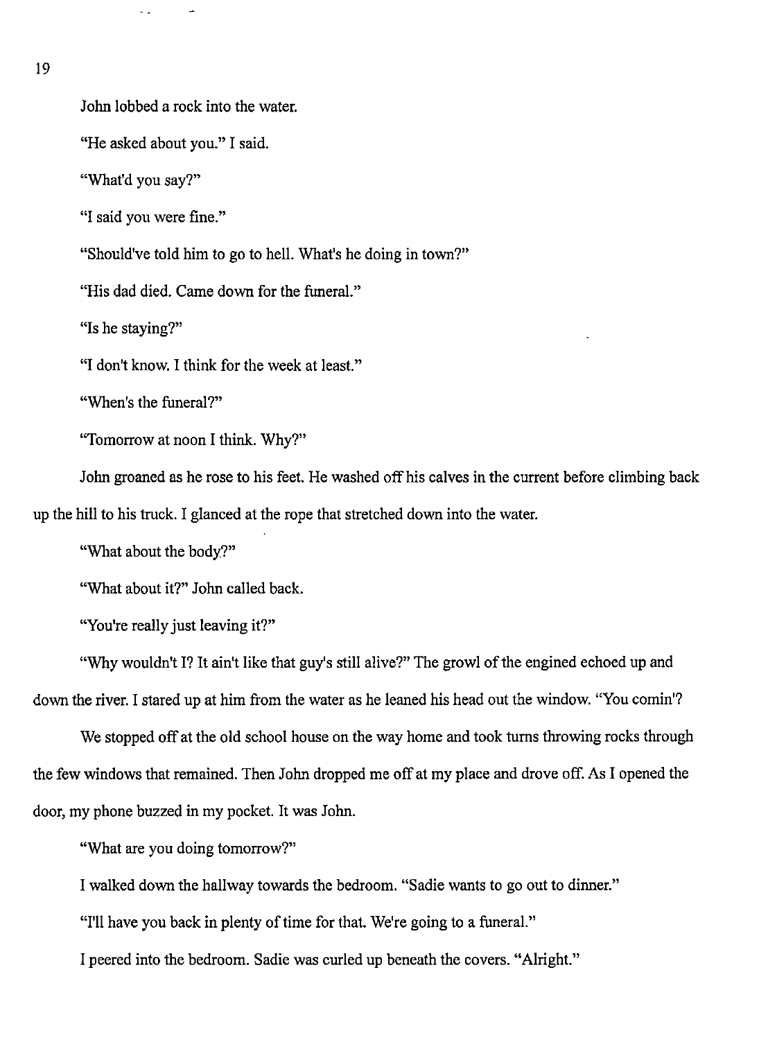John lobbed a rock into the water.

"He asked about you." I said.

"What'd you say?"

"I said you were fine."

"Should've told him to go to hell. What's he doing in town?"

"His dad died. Came down for the funeral."

"Is he staying?"

"I don't know. I think for the week at least."

"When's the funeral?"

"Tomorrow at noon I think. Why?"

John groaned as he rose to his feet. He washed off his calves in the current before climbing back up the hill to his truck. I glanced at the rope that stretched down into the water.

"What about the body?"

"What about it?" John called back.

"You're really just leaving it?"

"Why wouldn't I? It ain't like that guy's still alive?" The growl of the engined echoed up and down the river. I stared up at him from the water as he leaned his head out the window. "You comin'?

We stopped off at the old school house on the way home and took turns throwing rocks through the few windows that remained. Then John dropped me off at my place and drove off. As I opened the door, my phone buzzed in my pocket. It was John.

"What are you doing tomorrow?"

I walked down the hallway towards the bedroom. "Sadie wants to go out to dinner."

"I'll have you back in plenty of time for that. We're going to a funeral."

I peered into the bedroom. Sadie was curled up beneath the covers. "Alright."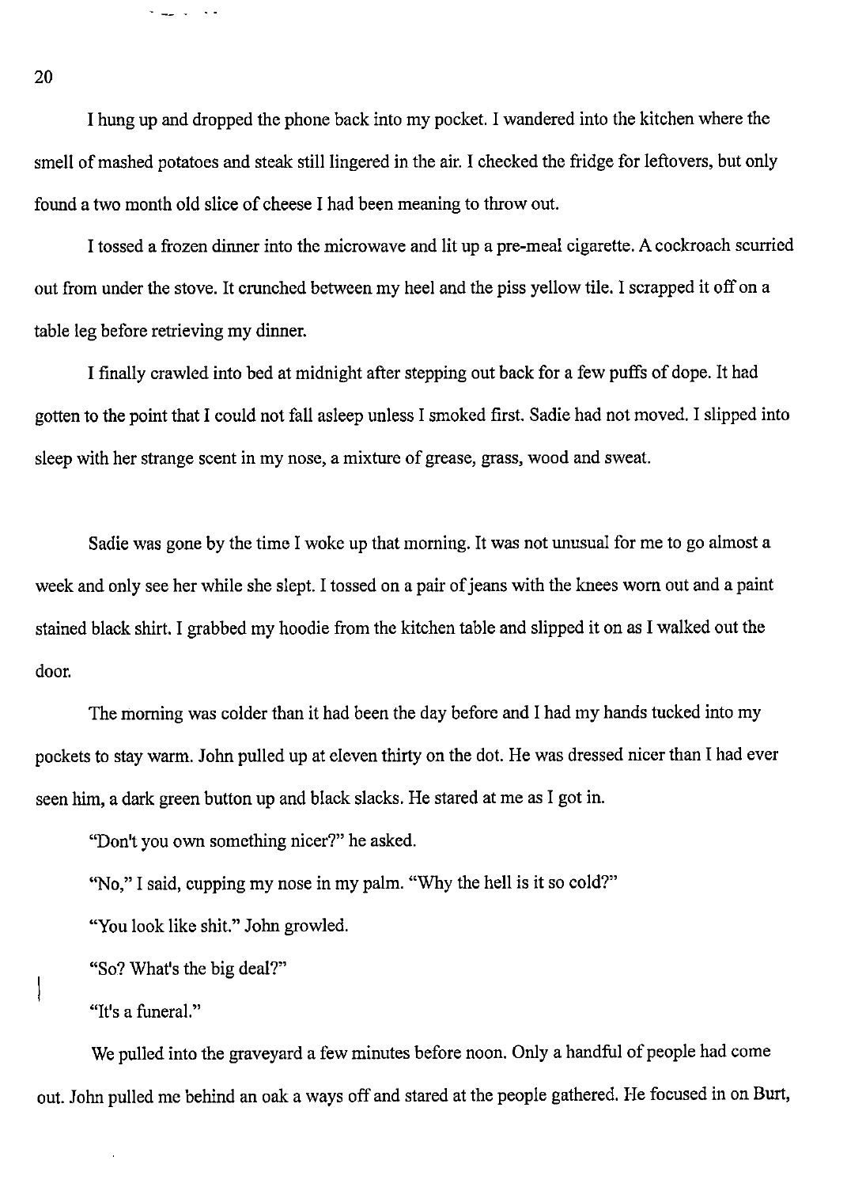I hung up and dropped the phone back into my pocket. I wandered into the kitchen where the smell of mashed potatoes and steak still lingered in the air. I checked the fridge for leftovers, but only found a two month old slice of cheese I had been meaning to throw out.

I tossed a frozen dinner into the microwave and lit up a pre-meal cigarette. A cockroach scurried out from under the stove. It crunched between my heel and the piss yellow tile. I scrapped it off on a table leg before retrieving my dinner.

I finally crawled into bed at midnight after stepping out back for a few puffs of dope. It had gotten to the point that I could not fall asleep unless I smoked first. Sadie had not moved. I slipped into sleep with her strange scent in my nose, a mixture of grease, grass, wood and sweat.

Sadie was gone by the time I woke up that morning. It was not unusual for me to go almost a week and only see her while she slept. I tossed on a pair of jeans with the knees worn out and a paint stained black shirt. I grabbed my hoodie from the kitchen table and slipped it on as I walked out the door.

The morning was colder than it had been the day before and I had my hands tucked into my pockets to stay warm. John pulled up at eleven thirty on the dot. He was dressed nicer than I had ever seen him, a dark green button up and black slacks. He stared at me as I got in.

"Don't you own something nicer?" he asked.

"No," I said, cupping my nose in my palm. "Why the hell is it so cold?"

"You look like shit." John growled.

"So? What's the big deal?"

"It's a funeral."

We pulled into the graveyard a few minutes before noon. Only a handful of people had come out. John pulled me behind an oak a ways off and stared at the people gathered. He focused in on Burt,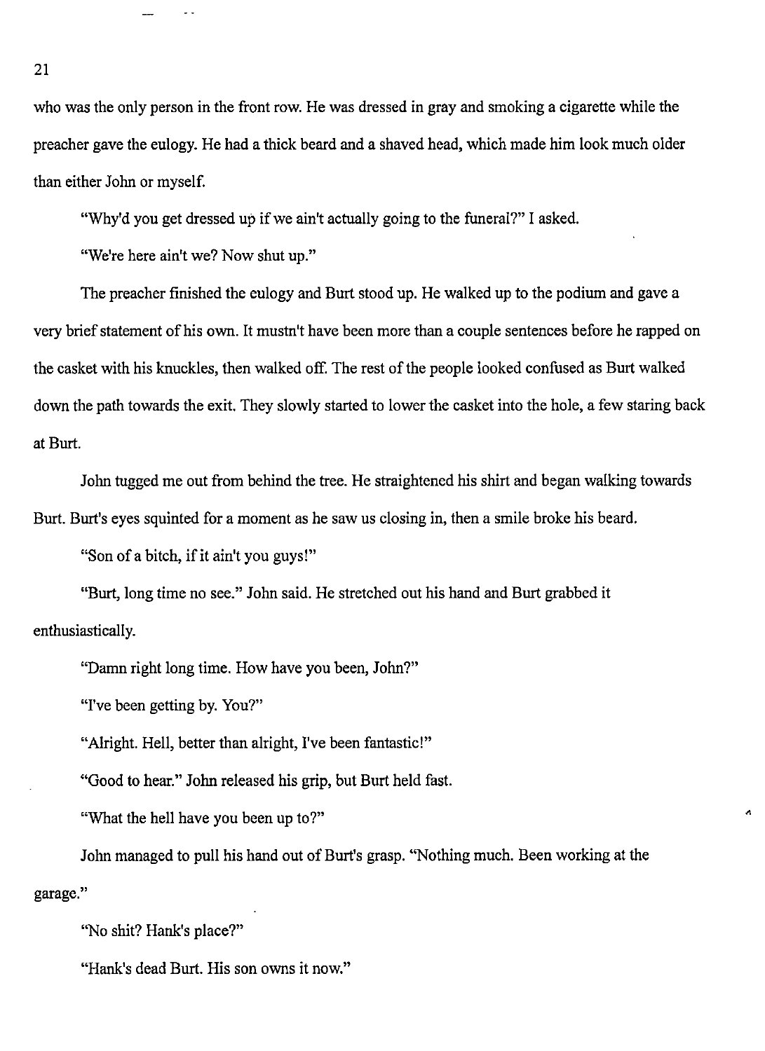who was the only person in the front row. He was dressed in gray and smoking a cigarette while the preacher gave the eulogy. He had a thick beard and a shaved head, which made him look much older than either John or myself.

"Why'd you get dressed up if we ain't actually going to the funeral?" I asked.

"We're here ain't we? Now shut up."

The preacher finished the eulogy and Burt stood up. He walked up to the podium and gave a very brief statement of his own. It mustn't have been more than a couple sentences before he rapped on the casket with his knuckles, then walked off. The rest of the people looked confused as Burt walked down the path towards the exit. They slowly started to lower the casket into the hole, a few staring back at Burt.

John tugged me out from behind the tree. He straightened his shirt and began walking towards Burt. Burt's eyes squinted for a moment as he saw us closing in, then a smile broke his beard.

"Son of a bitch, if it ain't you guys!"

"Burt, long time no see." John said. He stretched out his hand and Burt grabbed it enthusiastically.

"Damn right long time. How have you been, John?"

"I've been getting by. You?"

"Alright. Hell, better than alright, I've been fantastic!"

"Good to hear." John released his grip, but Burt held fast.

"What the hell have you been up to?"

John managed to pull his hand out of Burt's grasp. "Nothing much. Been working at the garage."

"No shit? Hank's place?"

"Hank's dead Burt. His son owns it now."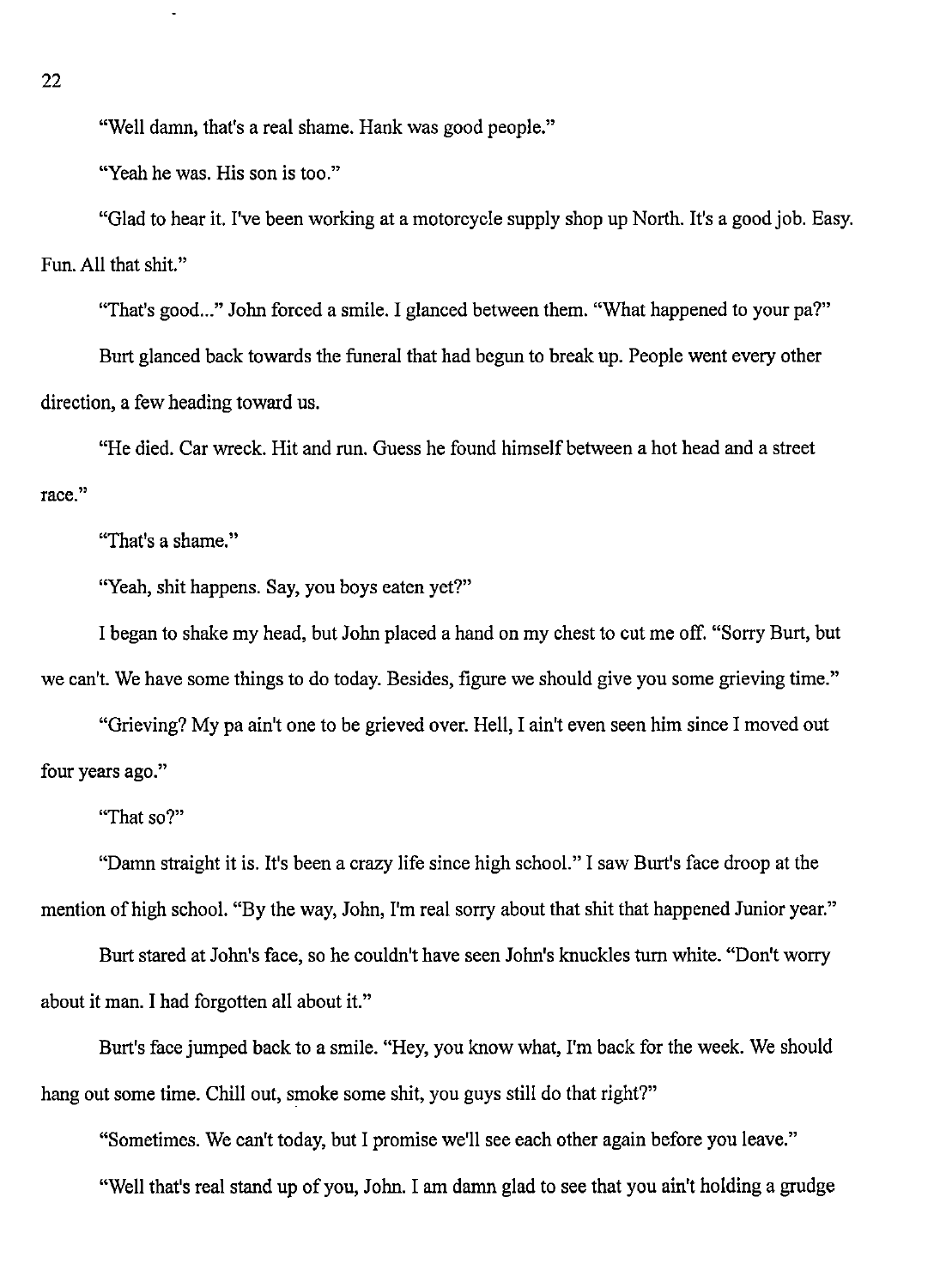"Well damn, that's a real shame. Hank was good people."

"Yeah he was. His son is too."

"Glad to hear it. I've been working at a motorcycle supply shop up North. It's a good job. Easy. Fun. All that shit."

"That's good..." John forced a smile. I glanced between them. "What happened to your pa?"

Burt glanced back towards the funeral that had begun to break up. People went every other direction, a few heading toward us.

"He died. Car wreck. Hit and run. Guess he found himself between a hot head and a street race."

"That's a shame."

"Yeah, shit happens. Say, you boys eaten yet?"

I began to shake my head, but John placed a hand on my chest to cut me off. "Sorry Burt, but we can't. We have some things to do today. Besides, figure we should give you some grieving time."

"Grieving? My pa ain't one to be grieved over. Hell, I ain't even seen him since I moved out four years ago."

"That so?"

"Damn straight it is. It's been a crazy life since high school." I saw Burt's face droop at the mention of high school. "By the way, John, I'm real sorry about that shit that happened Junior year."

Burt stared at John's face, so he couldn't have seen John's knuckles turn white. "Don't worry about it man. I had forgotten all about it."

Burt's face jumped back to a smile. "Hey, you know what, I'm back for the week. We should hang out some time. Chill out, smoke some shit, you guys still do that right?"

"Sometimes. We can't today, but I promise we'll see each other again before you leave."

"Well that's real stand up of you, John. I am damn glad to see that you ain't holding a grudge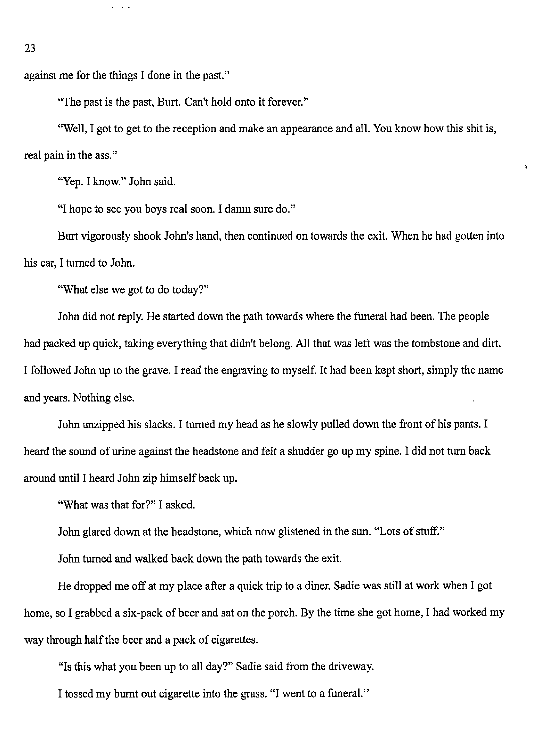against me for the things I done in the past."

"The past is the past, Burt. Can't hold onto it forever."

"Well, I got to get to the reception and make an appearance and all. You know how this shit is, real pain in the ass."

"Yep. I know." John said.

"I hope to see you boys real soon. I damn sure do."

Burt vigorously shook John's hand, then continued on towards the exit. When he had gotten into his car, I turned to John.

"What else we got to do today?"

John did not reply. He started down the path towards where the funeral had been. The people had packed up quick, taking everything that didn't belong. All that was left was the tombstone and dirt. I followed John up to the grave. I read the engraving to myself. It had been kept short, simply the name and years. Nothing else.

John unzipped his slacks. I turned my head as he slowly pulled down the front of his pants. I heard the sound of urine against the headstone and felt a shudder go up my spine. I did not turn back around until I heard John zip himself back up.

"What was that for?" I asked.

John glared down at the headstone, which now glistened in the sun. "Lots of stuff."

John turned and walked back down the path towards the exit.

He dropped me off at my place after a quick trip to a diner. Sadie was still at work when I got home, so I grabbed a six-pack of beer and sat on the porch. By the time she got home, I had worked my way through half the beer and a pack of cigarettes.

"Is this what you been up to all day?" Sadie said from the driveway.

I tossed my burnt out cigarette into the grass. "I went to a funeral."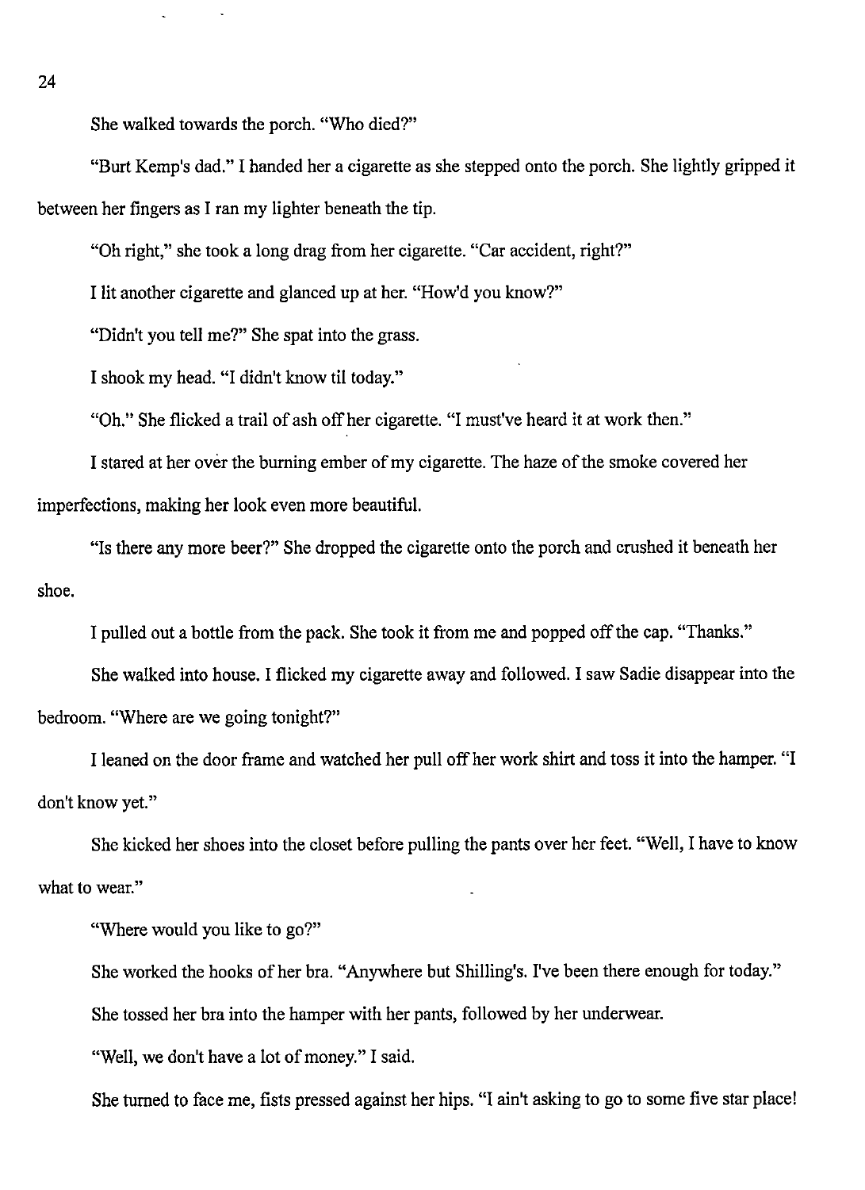She walked towards the porch. "Who died?"

"Burt Kemp's dad." I handed her a cigarette as she stepped onto the porch. She lightly gripped it between her fingers as I ran my lighter beneath the tip.

"Oh right," she took a long drag from her cigarette. "Car accident, right?"

I lit another cigarette and glanced up at her. "How'd you know?"

"Didn't you tell me?" She spat into the grass.

I shook my head. "I didn't know til today."

"Oh." She flicked a trail of ash off her cigarette. "I must've heard it at work then."

I stared at her over the burning ember of my cigarette. The haze of the smoke covered her imperfections, making her look even more beautiful.

"Is there any more beer?" She dropped the cigarette onto the porch and crushed it beneath her shoe.

I pulled out a bottle from the pack. She took it from me and popped off the cap. "Thanks."

She walked into house. I flicked my cigarette away and followed. I saw Sadie disappear into the bedroom. "Where are we going tonight?"

I leaned on the door frame and watched her pull off her work shirt and toss it into the hamper. "I don't know yet."

She kicked her shoes into the closet before pulling the pants over her feet. "Well, I have to know what to wear."

"Where would you like to go?"

She worked the hooks of her bra. "Anywhere but Shilling's. I've been there enough for today."

She tossed her bra into the hamper with her pants, followed by her underwear.

"Well, we don't have a lot of money." I said.

She turned to face me, fists pressed against her hips. "I ain't asking to go to some five star place!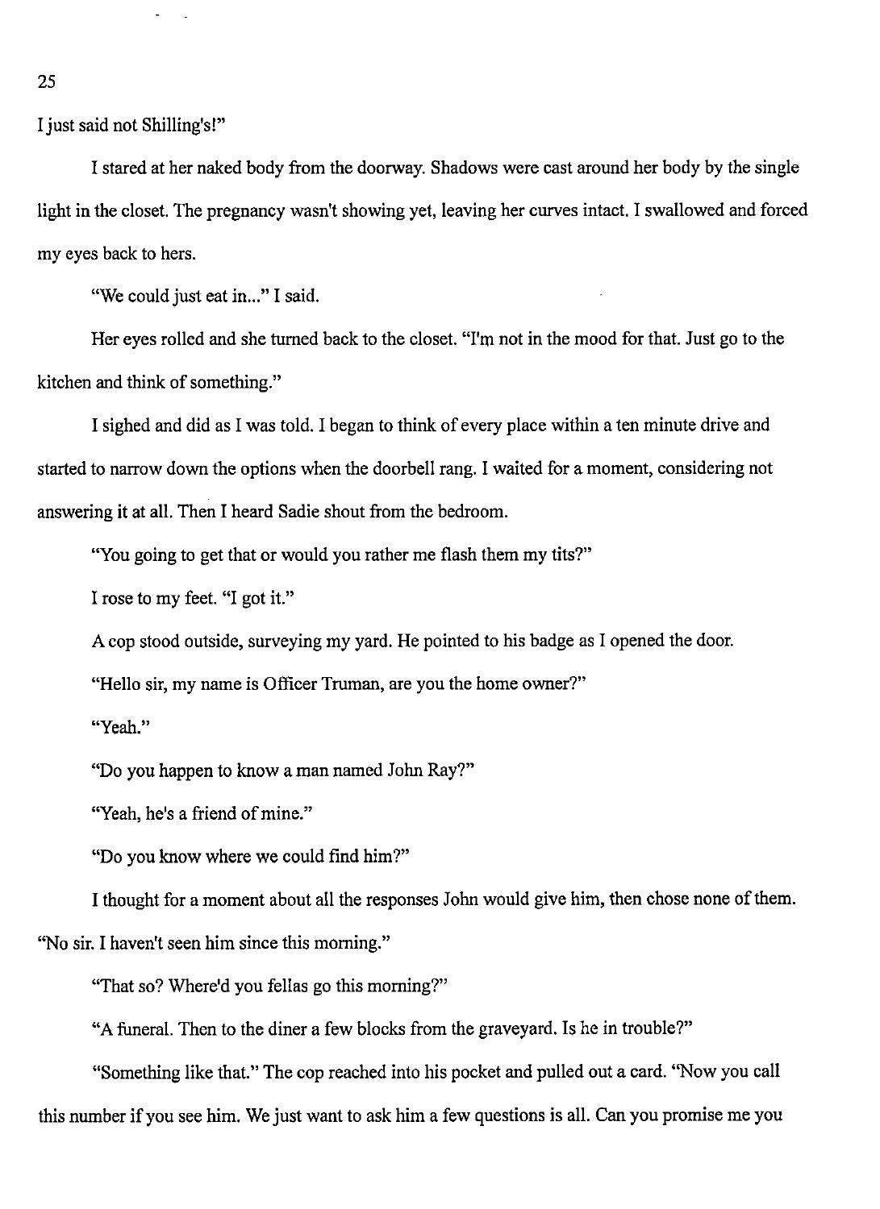I just said not Shilling's!"

I stared at her naked body from the doorway. Shadows were cast around her body by the single light in the closet. The pregnancy wasn't showing yet, leaving her curves intact. I swallowed and forced my eyes back to hers.

"We could just eat in..." I said.

Her eyes rolled and she turned back to the closet. "I'm not in the mood for that. Just go to the kitchen and think of something."

I sighed and did as I was told. I began to think of every place within a ten minute drive and started to narrow down the options when the doorbell rang. I waited for a moment, considering not answering it at all. Then I heard Sadie shout from the bedroom.

"You going to get that or would you rather me flash them my tits?"

I rose to my feet. "I got it."

A cop stood outside, surveying my yard. He pointed to his badge as I opened the door.

"Hello sir, my name is Officer Truman, are you the home owner?"

"Yeah."

"Do you happen to know a man named John Ray?"

"Yeah, he's a friend of mine."

"Do you know where we could find him?"

I thought for a moment about all the responses John would give him, then chose none of them. "No sir. I haven't seen him since this morning."

"That so? Where'd you fellas go this morning?"

"A funeral. Then to the diner a few blocks from the graveyard. Is he in trouble?"

"Something like that." The cop reached into his pocket and pulled out a card. "Now you call this number if you see him. We just want to ask him a few questions is all. Can you promise me you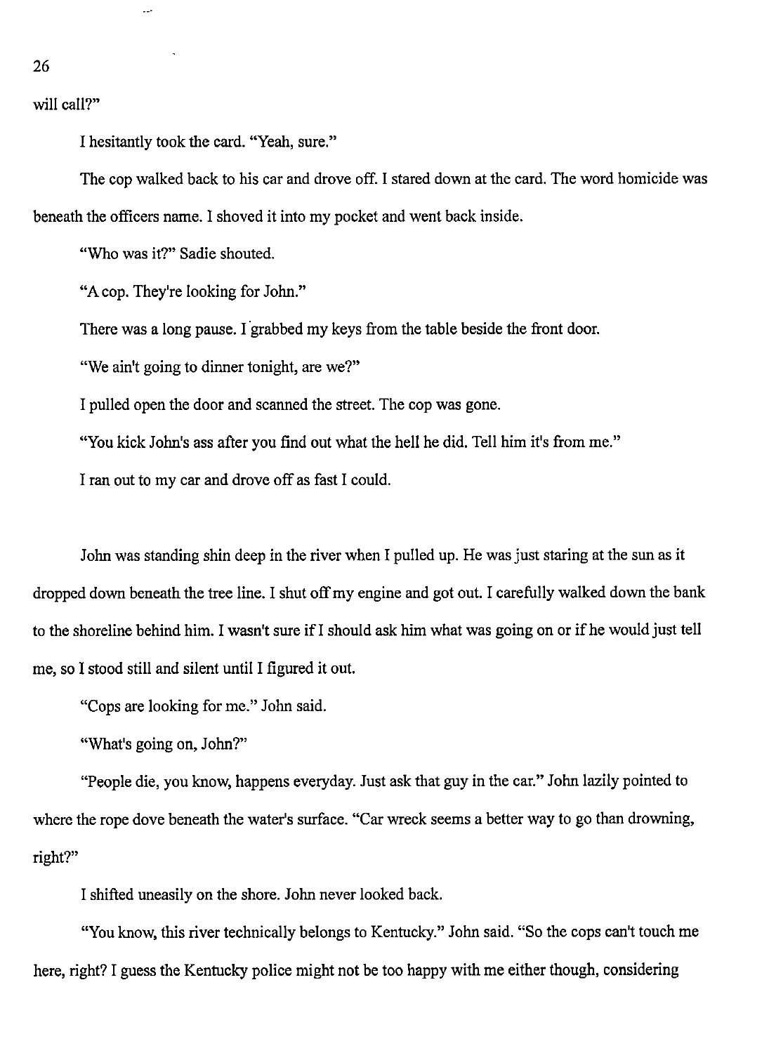will call?"

I hesitantly took the card. "Yeah, sure."

The cop walked back to his car and drove off. I stared down at the card. The word homicide was beneath the officers name. I shoved it into my pocket and went back inside.

"Who was it?" Sadie shouted.

"A cop. They're looking for John."

There was a long pause. I grabbed my keys from the table beside the front door.

"We ain't going to dinner tonight, are we?"

I pulled open the door and scanned the street. The cop was gone.

"You kick John's ass after you find out what the hell he did. Tell him it's from me."

I ran out to my car and drove off as fast I could.

John was standing shin deep in the river when I pulled up. He was just staring at the sun as it dropped down beneath the tree line. I shut off my engine and got out. I carefully walked down the bank to the shoreline behind him. I wasn't sure if I should ask him what was going on or if he would just tell me, so I stood still and silent until I figured it out.

"Cops are looking for me." John said.

"What's going on, John?"

"People die, you know, happens everyday. Just ask that guy in the car." John lazily pointed to where the rope dove beneath the water's surface. "Car wreck seems a better way to go than drowning, right?"

I shifted uneasily on the shore. John never looked back.

"You know, this river technically belongs to Kentucky." John said. "So the cops can't touch me here, right? I guess the Kentucky police might not be too happy with me either though, considering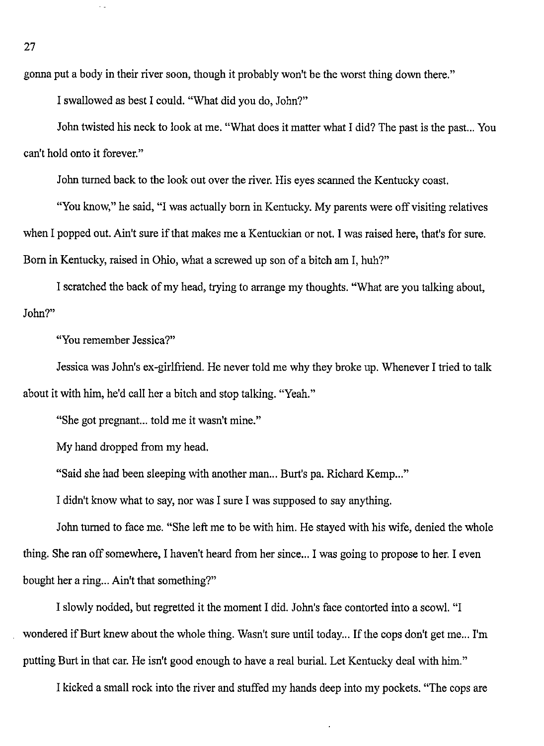gonna put a body in their river soon, though it probably won't be the worst thing down there."

I swallowed as best I could. "What did you do, John?"

John twisted his neck to look at me. "What does it matter what I did? The past is the past... You can't hold onto it forever."

John turned back to the look out over the river. His eyes scanned the Kentucky coast.

"You know," he said, "I was actually born in Kentucky. My parents were off visiting relatives when I popped out. Ain't sure if that makes me a Kentuckian or not. I was raised here, that's for sure. Born in Kentucky, raised in Ohio, what a screwed up son of a bitch am I, huh?"

I scratched the back of my head, trying to arrange my thoughts. "What are you talking about, John?"

"You remember Jessica?"

Jessica was John's ex-girlfriend. He never told me why they broke up. Whenever I tried to talk about it with him, he'd call her a bitch and stop talking. "Yeah."

"She got pregnant... told me it wasn't mine."

My hand dropped from my head.

"Said she had been sleeping with another man... Burt's pa. Richard Kemp..."

I didn't know what to say, nor was I sure I was supposed to say anything.

John turned to face me. "She left me to be with him. He stayed with his wife, denied the whole thing. She ran off somewhere, I haven't heard from her since... I was going to propose to her. I even bought her a ring... Ain't that something?"

I slowly nodded, but regretted it the moment I did. John's face contorted into a scowl. "I wondered if Burt knew about the whole thing. Wasn't sure until today... If the cops don't get me... I'm putting Burt in that car. He isn't good enough to have a real burial. Let Kentucky deal with him."

I kicked a small rock into the river and stuffed my hands deep into my pockets. "The cops are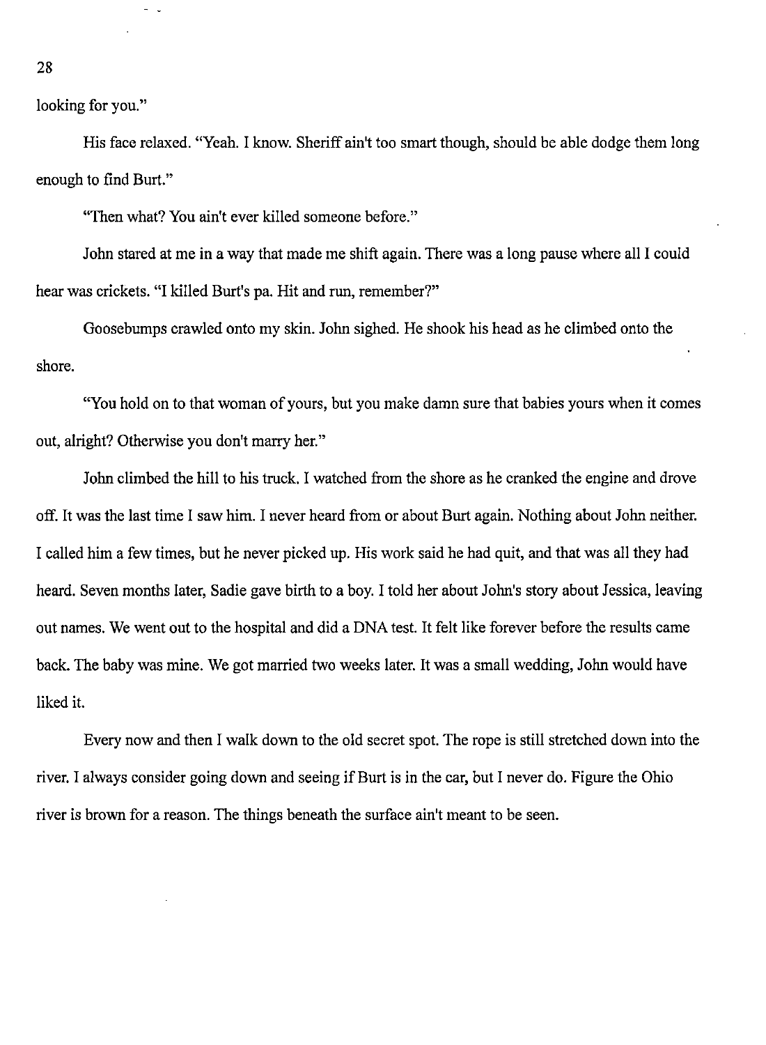looking for you."

His face relaxed. "Yeah. I know. Sheriff ain't too smart though, should be able dodge them long enough to find Burt."

"Then what? You ain't ever killed someone before."

John stared at me in a way that made me shift again. There was a long pause where all I could hear was crickets. "I killed Burt's pa. Hit and run, remember?"

Goosebumps crawled onto my skin. John sighed. He shook his head as he climbed onto the shore.

"You hold on to that woman of yours, but you make damn sure that babies yours when it comes out, alright? Otherwise you don't marry her."

John climbed the hill to his truck. I watched from the shore as he cranked the engine and drove off. It was the last time I saw him. I never heard from or about Burt again. Nothing about John neither. I called him a few times, but he never picked up. His work said he had quit, and that was all they had heard. Seven months later, Sadie gave birth to a boy. I told her about John's story about Jessica, leaving out names. We went out to the hospital and did a DNA test. It felt like forever before the results came back. The baby was mine. We got married two weeks later. It was a small wedding, John would have liked it.

Every now and then I walk down to the old secret spot. The rope is still stretched down into the river. I always consider going down and seeing if Burt is in the car, but I never do. Figure the Ohio river is brown for a reason. The things beneath the surface ain't meant to be seen.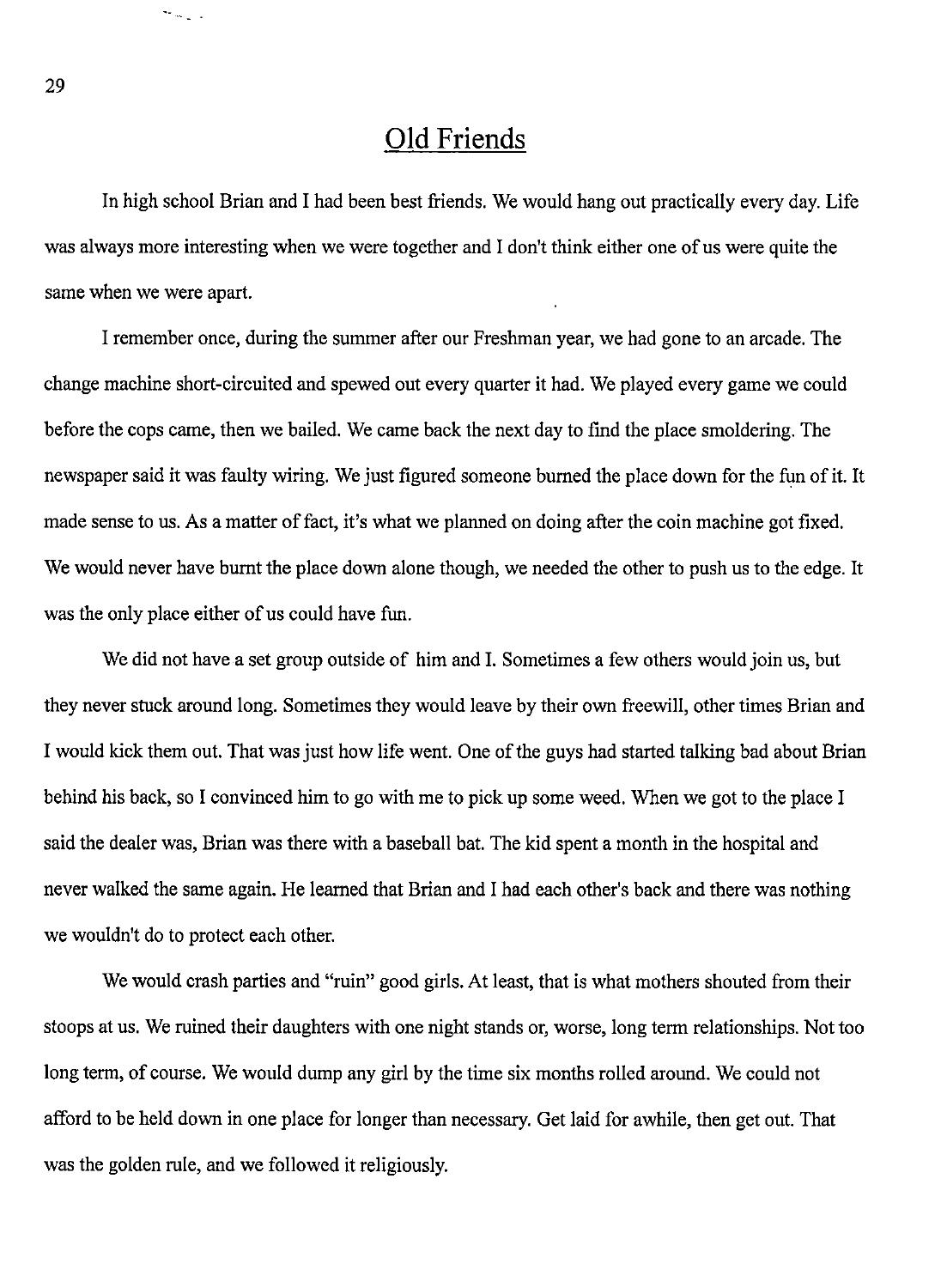# Old Friends

In high school Brian and I had been best friends. We would hang out practically every day. Life was always more interesting when we were together and I don't think either one of us were quite the same when we were apart.

I remember once, during the summer after our Freshman year, we had gone to an arcade. The change machine short-circuited and spewed out every quarter it had. We played every game we could before the cops came, then we bailed. We came back the next day to find the place smoldering. The newspaper said it was faulty wiring. We just figured someone burned the place down for the fun of it. It made sense to us. As a matter of fact, it's what we planned on doing after the coin machine got fixed. We would never have burnt the place down alone though, we needed the other to push us to the edge. It was the only place either of us could have fun.

We did not have a set group outside of him and I. Sometimes a few others would join us, but they never stuck around long. Sometimes they would leave by their own freewill, other times Brian and I would kick them out. That was just how life went. One of the guys had started talking bad about Brian behind his back, so I convinced him to go with me to pick up some weed. When we got to the place I said the dealer was, Brian was there with a baseball bat. The kid spent a month in the hospital and never walked the same again. He learned that Brian and I had each other's back and there was nothing we wouldn't do to protect each other.

We would crash parties and "ruin" good girls. At least, that is what mothers shouted from their stoops at us. We ruined their daughters with one night stands or, worse, long term relationships. Not too long term, of course. We would dump any girl by the time six months rolled around. We could not afford to be held down in one place for longer than necessary. Get laid for awhile, then get out. That was the golden rule, and we followed it religiously.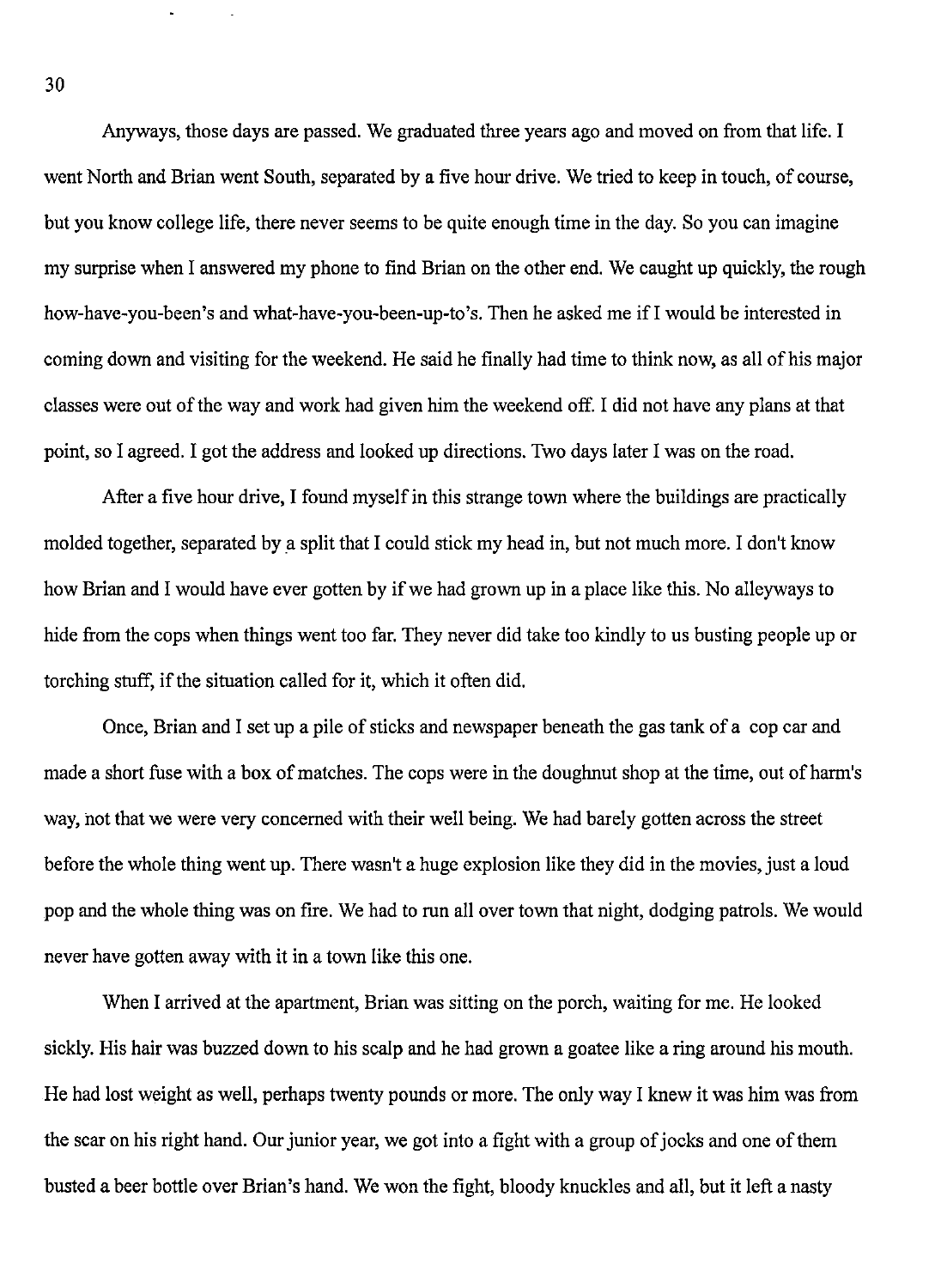Anyways, those days are passed. We graduated three years ago and moved on from that life. I went North and Brian went South, separated by a five hour drive. We tried to keep in touch, of course, but you know college life, there never seems to be quite enough time in the day. So you can imagine my surprise when I answered my phone to find Brian on the other end. We caught up quickly, the rough how-have-you-been's and what-have-you-been-up-to's. Then he asked me if I would be interested in coming down and visiting for the weekend. He said he finally had time to think now, as all of his major classes were out of the way and work had given him the weekend off. I did not have any plans at that point, so I agreed. I got the address and looked up directions. Two days later I was on the road.

After a five hour drive, I found myself in this strange town where the buildings are practically molded together, separated by a split that I could stick my head in, but not much more. I don't know how Brian and I would have ever gotten by if we had grown up in a place like this. No alleyways to hide from the cops when things went too far. They never did take too kindly to us busting people up or torching stuff, if the situation called for it, which it often did.

Once, Brian and I set up a pile of sticks and newspaper beneath the gas tank of a cop car and made a short fuse with a box of matches. The cops were in the doughnut shop at the time, out of harm's way, not that we were very concerned with their well being. We had barely gotten across the street before the whole thing went up. There wasn't a huge explosion like they did in the movies, just a loud pop and the whole thing was on fire. We had to run all over town that night, dodging patrols. We would never have gotten away with it in a town like this one.

When I arrived at the apartment, Brian was sitting on the porch, waiting for me. He looked sickly. His hair was buzzed down to his scalp and he had grown a goatee like a ring around his mouth. He had lost weight as well, perhaps twenty pounds or more. The only way I knew it was him was from the scar on his right hand. Our junior year, we got into a fight with a group of jocks and one of them busted a beer bottle over Brian's hand. We won the fight, bloody knuckles and all, but it left a nasty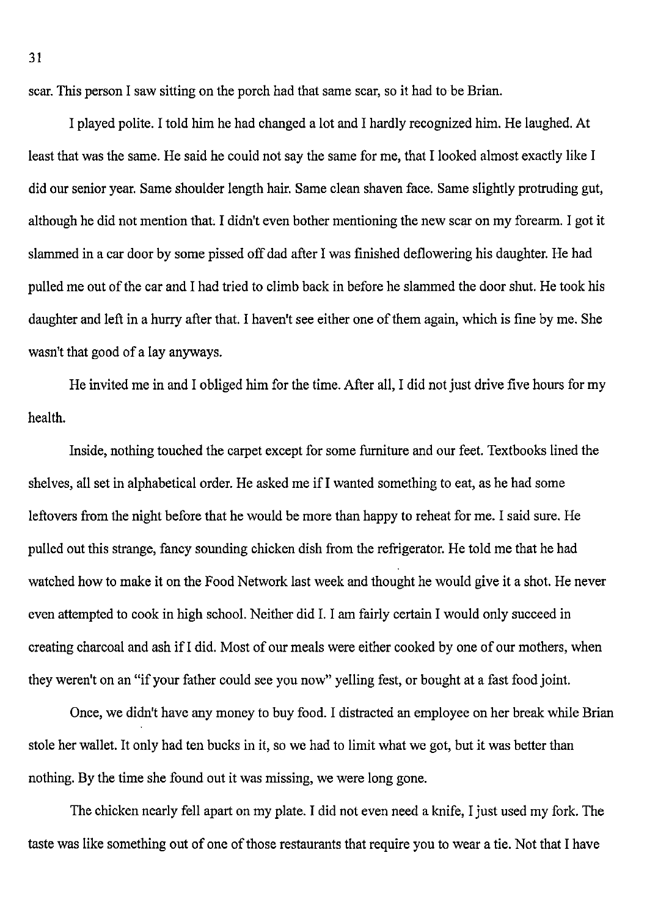scar. This person I saw sitting on the porch had that same scar, so it had to be Brian.

I played polite. I told him he had changed a lot and I hardly recognized him. He laughed. At least that was the same. He said he could not say the same for me, that I looked almost exactly like I did our senior year. Same shoulder length hair. Same clean shaven face. Same slightly protruding gut, although he did not mention that. I didn't even bother mentioning the new scar on my forearm. I got it slammed in a car door by some pissed off dad after I was finished deflowering his daughter. He had pulled me out of the car and I had tried to climb back in before he slammed the door shut. He took his daughter and left in a hurry after that. I haven't see either one of them again, which is fine by me. She wasn't that good of a lay anyways.

He invited me in and I obliged him for the time. After all, I did not just drive five hours for my health.

Inside, nothing touched the carpet except for some furniture and our feet. Textbooks lined the shelves, all set in alphabetical order. He asked me if I wanted something to eat, as he had some leftovers from the night before that he would be more than happy to reheat for me. I said sure. He pulled out this strange, fancy sounding chicken dish from the refrigerator. He told me that he had watched how to make it on the Food Network last week and thought he would give it a shot. He never even attempted to cook in high school. Neither did I. I am fairly certain I would only succeed in creating charcoal and ash if I did. Most of our meals were either cooked by one of our mothers, when they weren't on an "if your father could see you now" yelling fest, or bought at a fast food joint.

Once, we didn't have any money to buy food. I distracted an employee on her break while Brian stole her wallet. It only had ten bucks in it, so we had to limit what we got, but it was better than nothing. By the time she found out it was missing, we were long gone.

The chicken nearly fell apart on my plate. I did not even need a knife, I just used my fork. The taste was like something out of one of those restaurants that require you to wear a tie. Not that I have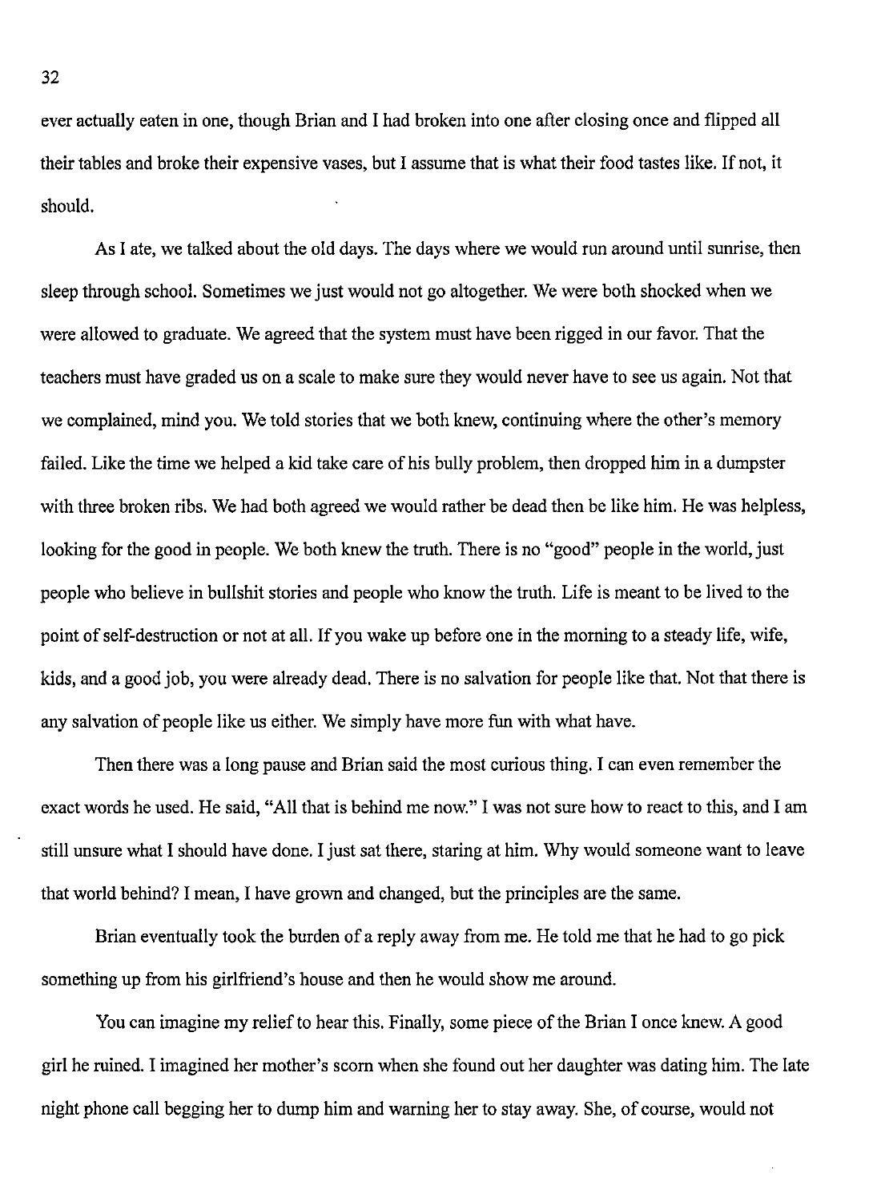ever actually eaten in one, though Brian and I had broken into one after closing once and flipped all their tables and broke their expensive vases, but I assume that is what their food tastes like. If not, it should.

As I ate, we talked about the old days. The days where we would run around until sunrise, then sleep through school. Sometimes we just would not go altogether. We were both shocked when we were allowed to graduate. We agreed that the system must have been rigged in our favor. That the teachers must have graded us on a scale to make sure they would never have to see us again. Not that we complained, mind you. We told stories that we both knew, continuing where the other's memory failed. Like the time we helped a kid take care of his bully problem, then dropped him in a dumpster with three broken ribs. We had both agreed we would rather be dead then be like him. He was helpless, looking for the good in people. We both knew the truth. There is no "good" people in the world, just people who believe in bullshit stories and people who know the truth. Life is meant to be lived to the point of self-destruction or not at all. If you wake up before one in the morning to a steady life, wife, kids, and a good job, you were already dead. There is no salvation for people like that. Not that there is any salvation of people like us either. We simply have more fun with what have.

Then there was a long pause and Brian said the most curious thing. I can even remember the exact words he used. He said, "All that is behind me now." I was not sure how to react to this, and I am still unsure what I should have done. I just sat there, staring at him. Why would someone want to leave that world behind? I mean, I have grown and changed, but the principles are the same.

Brian eventually took the burden of a reply away from me. He told me that he had to go pick something up from his girlfriend's house and then he would show me around.

You can imagine my relief to hear this. Finally, some piece of the Brian I once knew. A good girl he ruined. I imagined her mother's scorn when she found out her daughter was dating him. The late night phone call begging her to dump him and warning her to stay away. She, of course, would not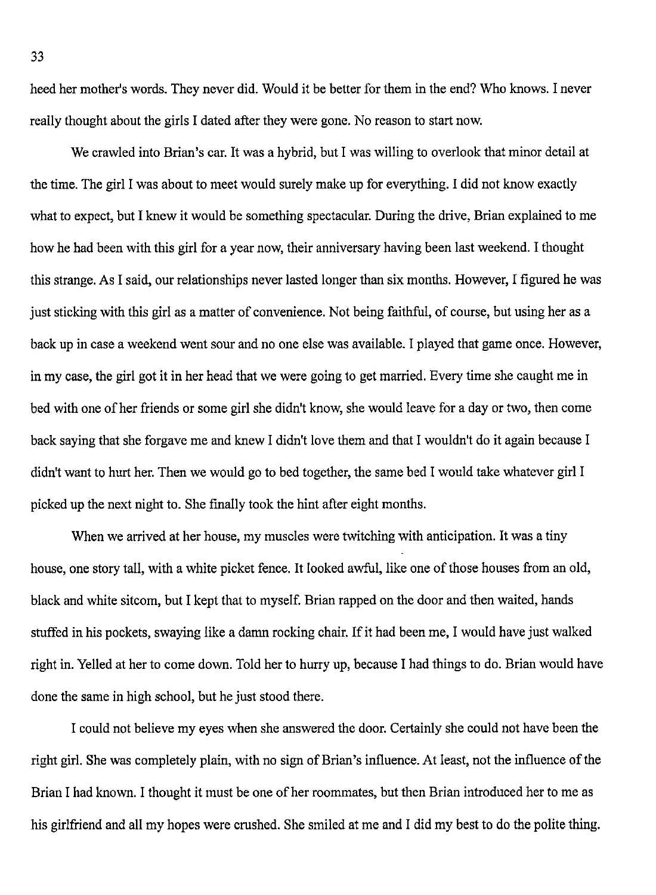heed her mother's words. They never did. Would it be better for them in the end? Who knows. I never really thought about the girls I dated after they were gone. No reason to start now.

We crawled into Brian's car. It was a hybrid, but I was willing to overlook that minor detail at the time. The girl I was about to meet would surely make up for everything. I did not know exactly what to expect, but I knew it would be something spectacular. During the drive, Brian explained to me how he had been with this girl for a year now, their anniversary having been last weekend. I thought this strange. As I said, our relationships never lasted longer than six months. However, I figured he was just sticking with this girl as a matter of convenience. Not being faithful, of course, but using her as a back up in case a weekend went sour and no one else was available. I played that game once. However, in my case, the girl got it in her head that we were going to get married. Every time she caught me in bed with one of her friends or some girl she didn't know, she would leave for a day or two, then come back saying that she forgave me and knew I didn't love them and that I wouldn't do it again because I didn't want to hurt her. Then we would go to bed together, the same bed I would take whatever girl I picked up the next night to. She finally took the hint after eight months.

When we arrived at her house, my muscles were twitching with anticipation. It was a tiny house, one story tall, with a white picket fence. It looked awful, like one of those houses from an old, black and white sitcom, but I kept that to myself. Brian rapped on the door and then waited, hands stuffed in his pockets, swaying like a damn rocking chair. If it had been me, I would have just walked right in. Yelled at her to come down. Told her to hurry up, because I had things to do. Brian would have done the same in high school, but he just stood there.

I could not believe my eyes when she answered the door. Certainly she could not have been the right girl. She was completely plain, with no sign of Brian's influence. At least, not the influence of the Brian I had known. I thought it must be one of her roommates, but then Brian introduced her to me as his girlfriend and all my hopes were crushed. She smiled at me and I did my best to do the polite thing.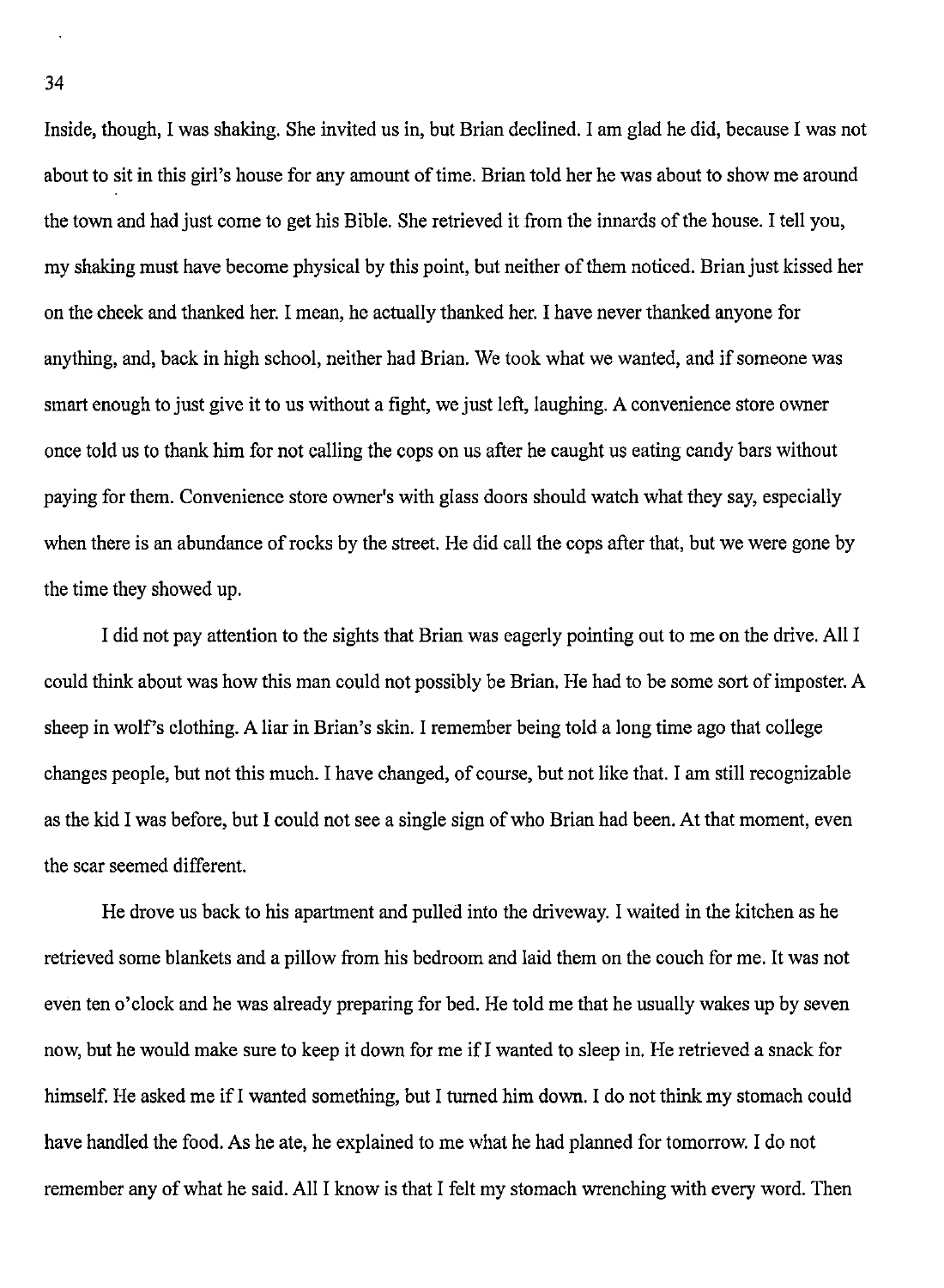Inside, though, I was shaking. She invited us in, but Brian declined. I am glad he did, because I was not about to sit in this girl's house for any amount of time. Brian told her he was about to show me around the town and had just come to get his Bible. She retrieved it from the innards of the house. I tell you, my shaking must have become physical by this point, but neither of them noticed. Brian just kissed her on the cheek and thanked her. I mean, he actually thanked her. I have never thanked anyone for anything, and, back in high school, neither had Brian. We took what we wanted, and if someone was smart enough to just give it to us without a fight, we just left, laughing. A convenience store owner once told us to thank him for not calling the cops on us after he caught us eating candy bars without paying for them. Convenience store owner's with glass doors should watch what they say, especially when there is an abundance of rocks by the street. He did call the cops after that, but we were gone by the time they showed up.

I did not pay attention to the sights that Brian was eagerly pointing out to me on the drive. All I could think about was how this man could not possibly be Brian. He had to be some sort of imposter. A sheep in wolf's clothing. A liar in Brian's skin. I remember being told a long time ago that college changes people, but not this much. I have changed, of course, but not like that. I am still recognizable as the kid I was before, but I could not see a single sign of who Brian had been. At that moment, even the scar seemed different.

He drove us back to his apartment and pulled into the driveway. I waited in the kitchen as he retrieved some blankets and a pillow from his bedroom and laid them on the couch for me. It was not even ten o'clock and he was already preparing for bed. He told me that he usually wakes up by seven now, but he would make sure to keep it down for me if I wanted to sleep in. He retrieved a snack for himself. He asked me if I wanted something, but I turned him down. I do not think my stomach could have handled the food. As he ate, he explained to me what he had planned for tomorrow. I do not remember any of what he said. All I know is that I felt my stomach wrenching with every word. Then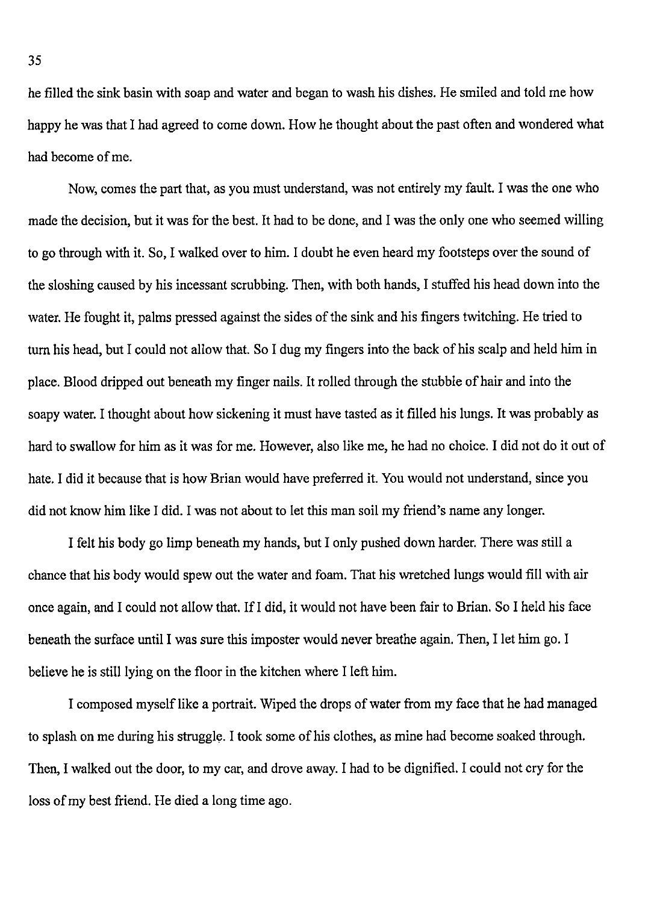he filled the sink basin with soap and water and began to wash his dishes. He smiled and told me how happy he was that I had agreed to come down. How he thought about the past often and wondered what had become of me.

Now, comes the part that, as you must understand, was not entirely my fault. I was the one who made the decision, but it was for the best. It had to be done, and I was the only one who seemed willing to go through with it. So, I walked over to him. I doubt he even heard my footsteps over the sound of the sloshing caused by his incessant scrubbing. Then, with both hands, I stuffed his head down into the water. He fought it, palms pressed against the sides of the sink and his fingers twitching. He tried to turn his head, but I could not allow that. So I dug my fingers into the back of his scalp and held him in place. Blood dripped out beneath my finger nails. It rolled through the stubble of hair and into the soapy water. I thought about how sickening it must have tasted as it filled his lungs. It was probably as hard to swallow for him as it was for me. However, also like me, he had no choice. I did not do it out of hate. I did it because that is how Brian would have preferred it. You would not understand, since you did not know him like I did. I was not about to let this man soil my friend's name any longer.

I felt his body go limp beneath my hands, but I only pushed down harder. There was still a chance that his body would spew out the water and foam. That his wretched lungs would fill with air once again, and I could not allow that. If I did, it would not have been fair to Brian. So I held his face beneath the surface until I was sure this imposter would never breathe again. Then, I let him go. I believe he is still lying on the floor in the kitchen where I left him.

I composed myself like a portrait. Wiped the drops of water from my face that he had managed to splash on me during his struggle. I took some of his clothes, as mine had become soaked through. Then, I walked out the door, to my car, and drove away. I had to be dignified. I could not cry for the loss of my best friend. He died a long time ago.